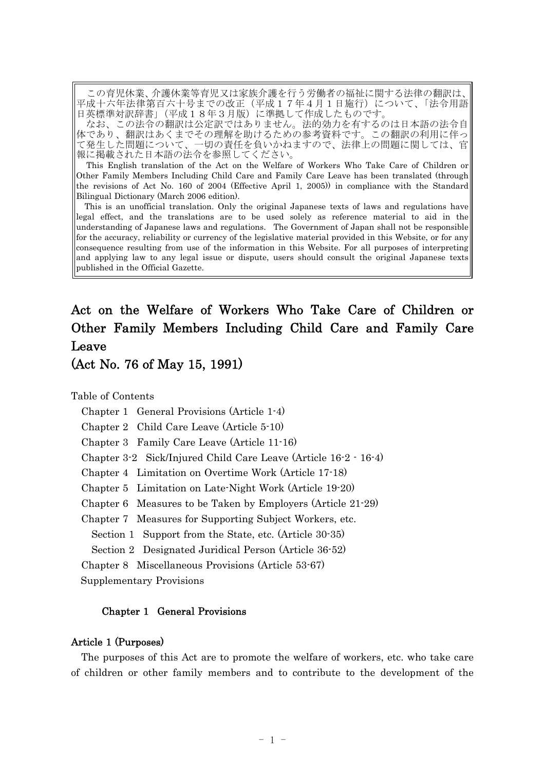この育児休業、介護休業等育児又は家族介護を行う労働者の福祉に関する法律の翻訳は、平成十六年法律第百六十号までの改正（平成１７年４月１日施行）について、「法令用語日英標準対訳辞書」（平成１８年３月版）に準拠して作成したものです。

なお、この法令の翻訳は公定訳ではありません。法的効力を有するのは日本語の法令自体であり、翻訳はあくまでその理解を助けるための参考資料です。この翻訳の利用に伴って発生した問題について、一切の責任を負いかねますので、法律上の問題に関しては、官報に掲載された日本語の法令を参照してください。

This English translation of the Act on the Welfare of Workers Who Take Care of Children or Other Family Members Including Child Care and Family Care Leave has been translated (through the revisions of Act No. 160 of 2004 (Effective April 1, 2005)) in compliance with the Standard Bilingual Dictionary (March 2006 edition).

This is an unofficial translation. Only the original Japanese texts of laws and regulations have legal effect, and the translations are to be used solely as reference material to aid in the understanding of Japanese laws and regulations. The Government of Japan shall not be responsible for the accuracy, reliability or currency of the legislative material provided in this Website, or for any consequence resulting from use of the information in this Website. For all purposes of interpreting and applying law to any legal issue or dispute, users should consult the original Japanese texts published in the Official Gazette.

# Act on the Welfare of Workers Who Take Care of Children or Other Family Members Including Child Care and Family Care Leave

# (Act No. 76 of May 15, 1991)

Table of Contents

- Chapter 1 General Provisions (Article 1-4)
- Chapter 2 Child Care Leave (Article 5-10)
- Chapter 3 Family Care Leave (Article 11-16)
- Chapter 3-2 Sick/Injured Child Care Leave (Article 16-2 - 16-4)
- Chapter 4 Limitation on Overtime Work (Article 17-18)
- Chapter 5 Limitation on Late-Night Work (Article 19-20)
- Chapter 6 Measures to be Taken by Employers (Article 21-29)
- Chapter 7 Measures for Supporting Subject Workers, etc.
  - Section 1 Support from the State, etc. (Article 30-35)
  - Section 2 Designated Juridical Person (Article 36-52)
- Chapter 8 Miscellaneous Provisions (Article 53-67)
- Supplementary Provisions

## Chapter 1 General Provisions

### Article 1 (Purposes)

The purposes of this Act are to promote the welfare of workers, etc. who take care of children or other family members and to contribute to the development of the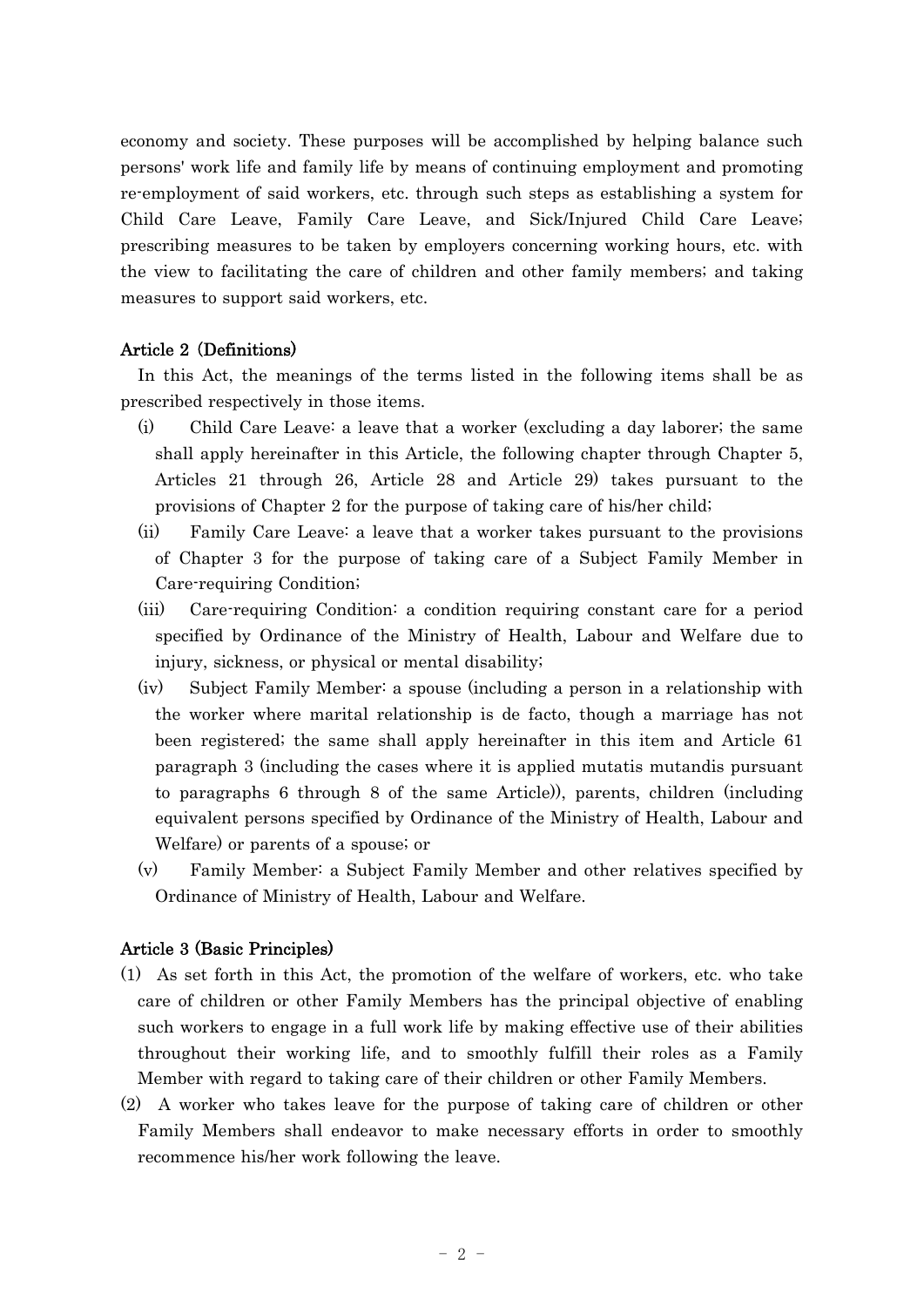economy and society. These purposes will be accomplished by helping balance such persons' work life and family life by means of continuing employment and promoting re-employment of said workers, etc. through such steps as establishing a system for Child Care Leave, Family Care Leave, and Sick/Injured Child Care Leave; prescribing measures to be taken by employers concerning working hours, etc. with the view to facilitating the care of children and other family members; and taking measures to support said workers, etc.

#### Article 2 (Definitions)

In this Act, the meanings of the terms listed in the following items shall be as prescribed respectively in those items.

(i) Child Care Leave: a leave that a worker (excluding a day laborer; the same shall apply hereinafter in this Article, the following chapter through Chapter 5, Articles 21 through 26, Article 28 and Article 29) takes pursuant to the provisions of Chapter 2 for the purpose of taking care of his/her child;

(ii) Family Care Leave: a leave that a worker takes pursuant to the provisions of Chapter 3 for the purpose of taking care of a Subject Family Member in Care-requiring Condition;

(iii) Care-requiring Condition: a condition requiring constant care for a period specified by Ordinance of the Ministry of Health, Labour and Welfare due to injury, sickness, or physical or mental disability;

(iv) Subject Family Member: a spouse (including a person in a relationship with the worker where marital relationship is de facto, though a marriage has not been registered; the same shall apply hereinafter in this item and Article 61 paragraph 3 (including the cases where it is applied mutatis mutandis pursuant to paragraphs 6 through 8 of the same Article)), parents, children (including equivalent persons specified by Ordinance of the Ministry of Health, Labour and Welfare) or parents of a spouse; or

(v) Family Member: a Subject Family Member and other relatives specified by Ordinance of Ministry of Health, Labour and Welfare.

#### Article 3 (Basic Principles)

(1) As set forth in this Act, the promotion of the welfare of workers, etc. who take care of children or other Family Members has the principal objective of enabling such workers to engage in a full work life by making effective use of their abilities throughout their working life, and to smoothly fulfill their roles as a Family Member with regard to taking care of their children or other Family Members.

(2) A worker who takes leave for the purpose of taking care of children or other Family Members shall endeavor to make necessary efforts in order to smoothly recommence his/her work following the leave.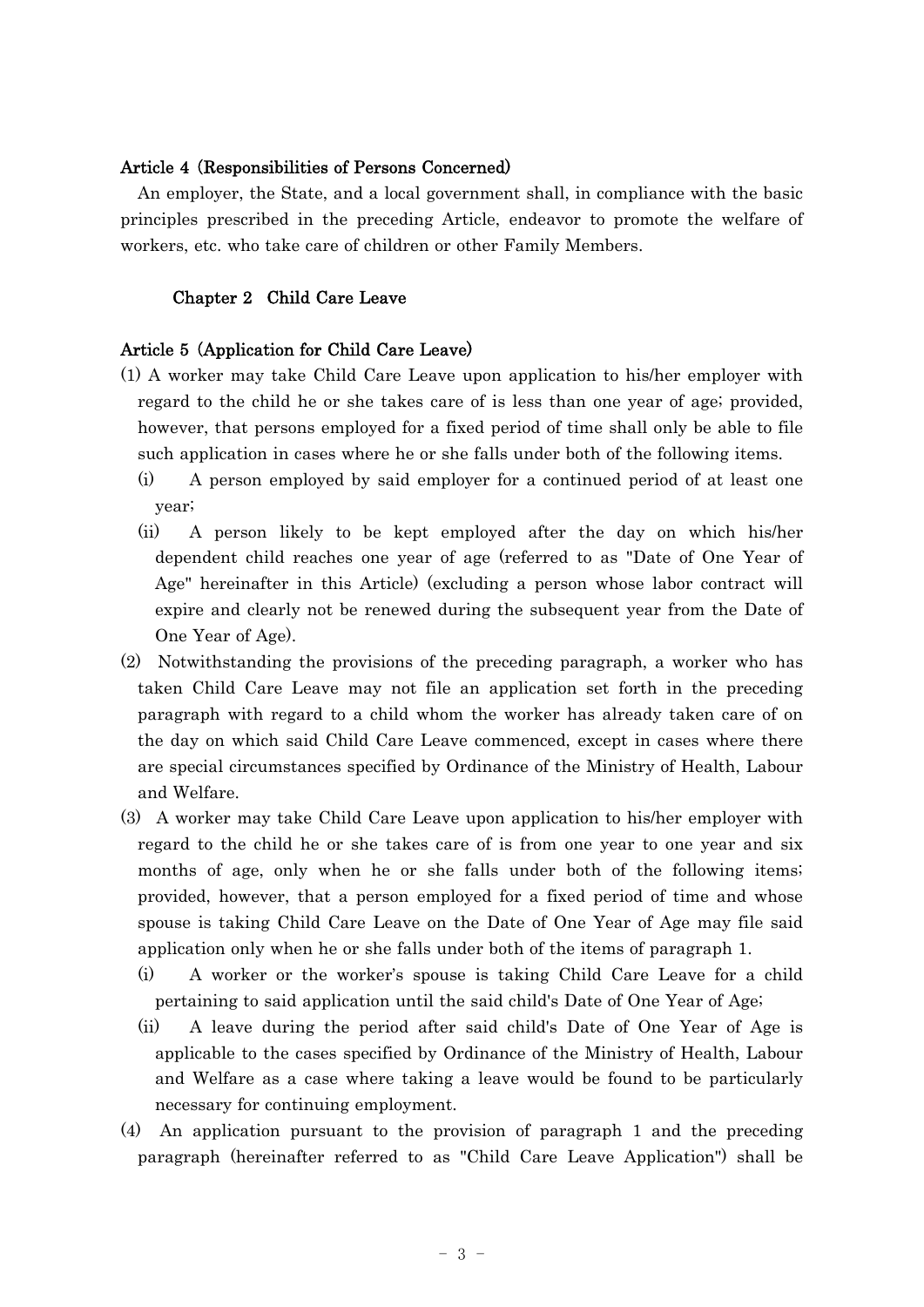#### Article 4 (Responsibilities of Persons Concerned)

An employer, the State, and a local government shall, in compliance with the basic principles prescribed in the preceding Article, endeavor to promote the welfare of workers, etc. who take care of children or other Family Members.

### Chapter 2 Child Care Leave

#### Article 5 (Application for Child Care Leave)

(1) A worker may take Child Care Leave upon application to his/her employer with regard to the child he or she takes care of is less than one year of age; provided, however, that persons employed for a fixed period of time shall only be able to file such application in cases where he or she falls under both of the following items.

(i) A person employed by said employer for a continued period of at least one year;

(ii) A person likely to be kept employed after the day on which his/her dependent child reaches one year of age (referred to as "Date of One Year of Age" hereinafter in this Article) (excluding a person whose labor contract will expire and clearly not be renewed during the subsequent year from the Date of One Year of Age).

(2) Notwithstanding the provisions of the preceding paragraph, a worker who has taken Child Care Leave may not file an application set forth in the preceding paragraph with regard to a child whom the worker has already taken care of on the day on which said Child Care Leave commenced, except in cases where there are special circumstances specified by Ordinance of the Ministry of Health, Labour and Welfare.

(3) A worker may take Child Care Leave upon application to his/her employer with regard to the child he or she takes care of is from one year to one year and six months of age, only when he or she falls under both of the following items; provided, however, that a person employed for a fixed period of time and whose spouse is taking Child Care Leave on the Date of One Year of Age may file said application only when he or she falls under both of the items of paragraph 1.

(i) A worker or the worker's spouse is taking Child Care Leave for a child pertaining to said application until the said child's Date of One Year of Age;

(ii) A leave during the period after said child's Date of One Year of Age is applicable to the cases specified by Ordinance of the Ministry of Health, Labour and Welfare as a case where taking a leave would be found to be particularly necessary for continuing employment.

(4) An application pursuant to the provision of paragraph 1 and the preceding paragraph (hereinafter referred to as "Child Care Leave Application") shall be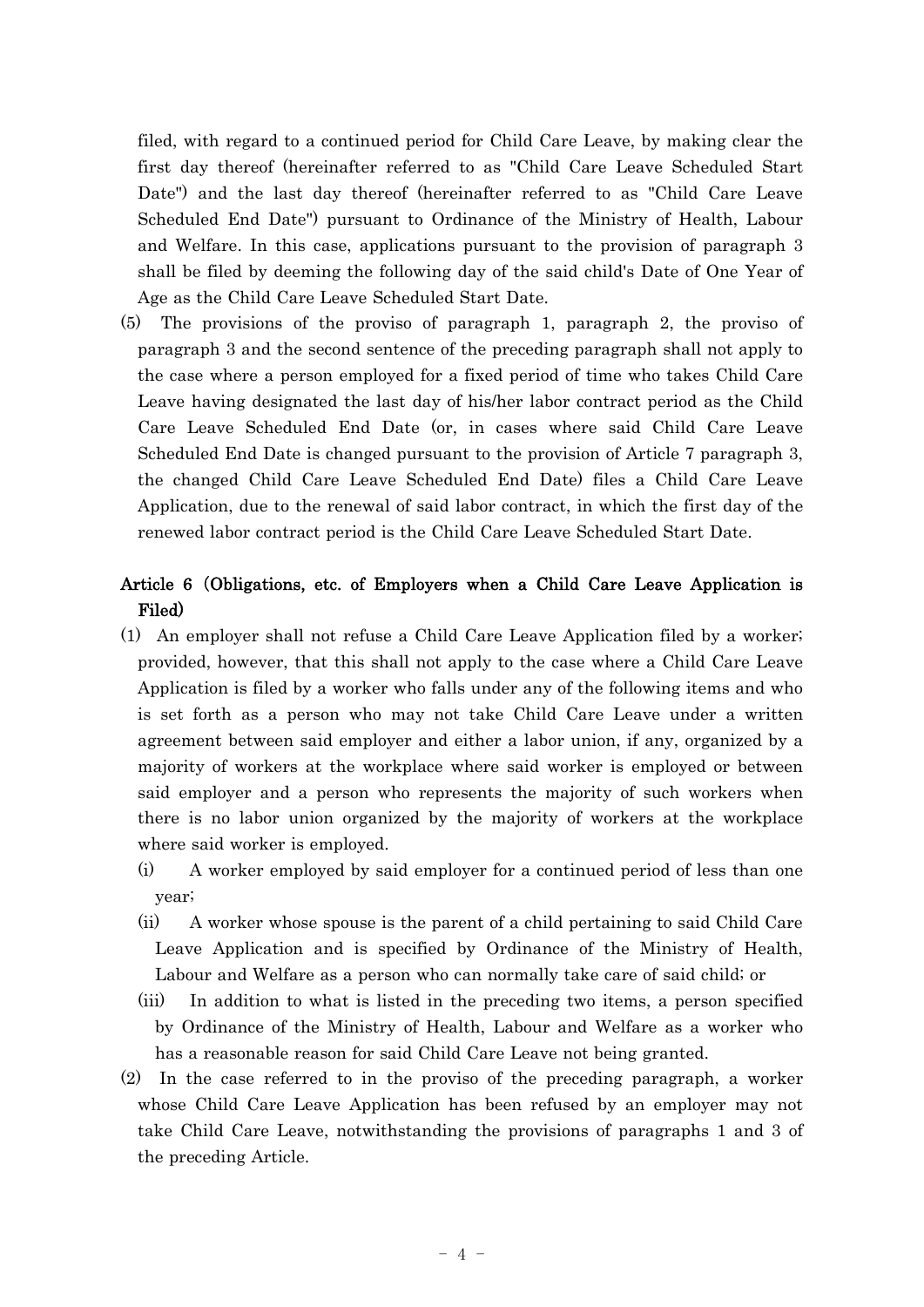filed, with regard to a continued period for Child Care Leave, by making clear the first day thereof (hereinafter referred to as "Child Care Leave Scheduled Start Date") and the last day thereof (hereinafter referred to as "Child Care Leave Scheduled End Date") pursuant to Ordinance of the Ministry of Health, Labour and Welfare. In this case, applications pursuant to the provision of paragraph 3 shall be filed by deeming the following day of the said child's Date of One Year of Age as the Child Care Leave Scheduled Start Date.

(5) The provisions of the proviso of paragraph 1, paragraph 2, the proviso of paragraph 3 and the second sentence of the preceding paragraph shall not apply to the case where a person employed for a fixed period of time who takes Child Care Leave having designated the last day of his/her labor contract period as the Child Care Leave Scheduled End Date (or, in cases where said Child Care Leave Scheduled End Date is changed pursuant to the provision of Article 7 paragraph 3, the changed Child Care Leave Scheduled End Date) files a Child Care Leave Application, due to the renewal of said labor contract, in which the first day of the renewed labor contract period is the Child Care Leave Scheduled Start Date.

### Article 6 (Obligations, etc. of Employers when a Child Care Leave Application is Filed)

(1) An employer shall not refuse a Child Care Leave Application filed by a worker; provided, however, that this shall not apply to the case where a Child Care Leave Application is filed by a worker who falls under any of the following items and who is set forth as a person who may not take Child Care Leave under a written agreement between said employer and either a labor union, if any, organized by a majority of workers at the workplace where said worker is employed or between said employer and a person who represents the majority of such workers when there is no labor union organized by the majority of workers at the workplace where said worker is employed.

(i) A worker employed by said employer for a continued period of less than one year;

(ii) A worker whose spouse is the parent of a child pertaining to said Child Care Leave Application and is specified by Ordinance of the Ministry of Health, Labour and Welfare as a person who can normally take care of said child; or

(iii) In addition to what is listed in the preceding two items, a person specified by Ordinance of the Ministry of Health, Labour and Welfare as a worker who has a reasonable reason for said Child Care Leave not being granted.

(2) In the case referred to in the proviso of the preceding paragraph, a worker whose Child Care Leave Application has been refused by an employer may not take Child Care Leave, notwithstanding the provisions of paragraphs 1 and 3 of the preceding Article.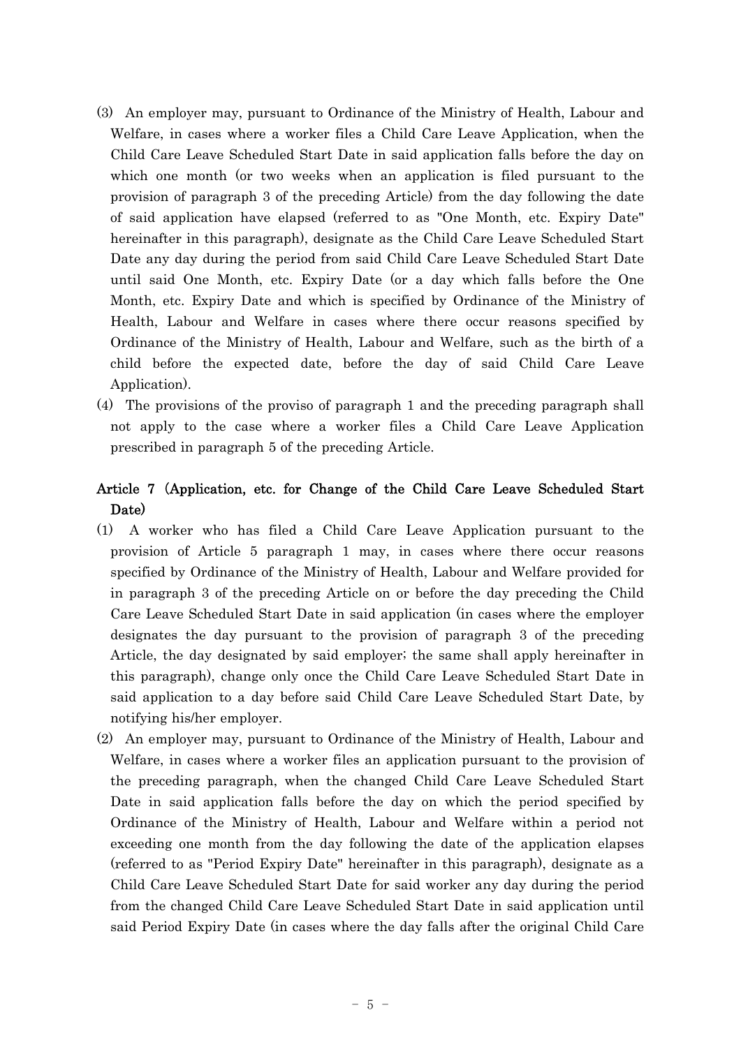(3) An employer may, pursuant to Ordinance of the Ministry of Health, Labour and Welfare, in cases where a worker files a Child Care Leave Application, when the Child Care Leave Scheduled Start Date in said application falls before the day on which one month (or two weeks when an application is filed pursuant to the provision of paragraph 3 of the preceding Article) from the day following the date of said application have elapsed (referred to as "One Month, etc. Expiry Date" hereinafter in this paragraph), designate as the Child Care Leave Scheduled Start Date any day during the period from said Child Care Leave Scheduled Start Date until said One Month, etc. Expiry Date (or a day which falls before the One Month, etc. Expiry Date and which is specified by Ordinance of the Ministry of Health, Labour and Welfare in cases where there occur reasons specified by Ordinance of the Ministry of Health, Labour and Welfare, such as the birth of a child before the expected date, before the day of said Child Care Leave Application).

(4) The provisions of the proviso of paragraph 1 and the preceding paragraph shall not apply to the case where a worker files a Child Care Leave Application prescribed in paragraph 5 of the preceding Article.

### Article 7 (Application, etc. for Change of the Child Care Leave Scheduled Start Date)

(1) A worker who has filed a Child Care Leave Application pursuant to the provision of Article 5 paragraph 1 may, in cases where there occur reasons specified by Ordinance of the Ministry of Health, Labour and Welfare provided for in paragraph 3 of the preceding Article on or before the day preceding the Child Care Leave Scheduled Start Date in said application (in cases where the employer designates the day pursuant to the provision of paragraph 3 of the preceding Article, the day designated by said employer; the same shall apply hereinafter in this paragraph), change only once the Child Care Leave Scheduled Start Date in said application to a day before said Child Care Leave Scheduled Start Date, by notifying his/her employer.

(2) An employer may, pursuant to Ordinance of the Ministry of Health, Labour and Welfare, in cases where a worker files an application pursuant to the provision of the preceding paragraph, when the changed Child Care Leave Scheduled Start Date in said application falls before the day on which the period specified by Ordinance of the Ministry of Health, Labour and Welfare within a period not exceeding one month from the day following the date of the application elapses (referred to as "Period Expiry Date" hereinafter in this paragraph), designate as a Child Care Leave Scheduled Start Date for said worker any day during the period from the changed Child Care Leave Scheduled Start Date in said application until said Period Expiry Date (in cases where the day falls after the original Child Care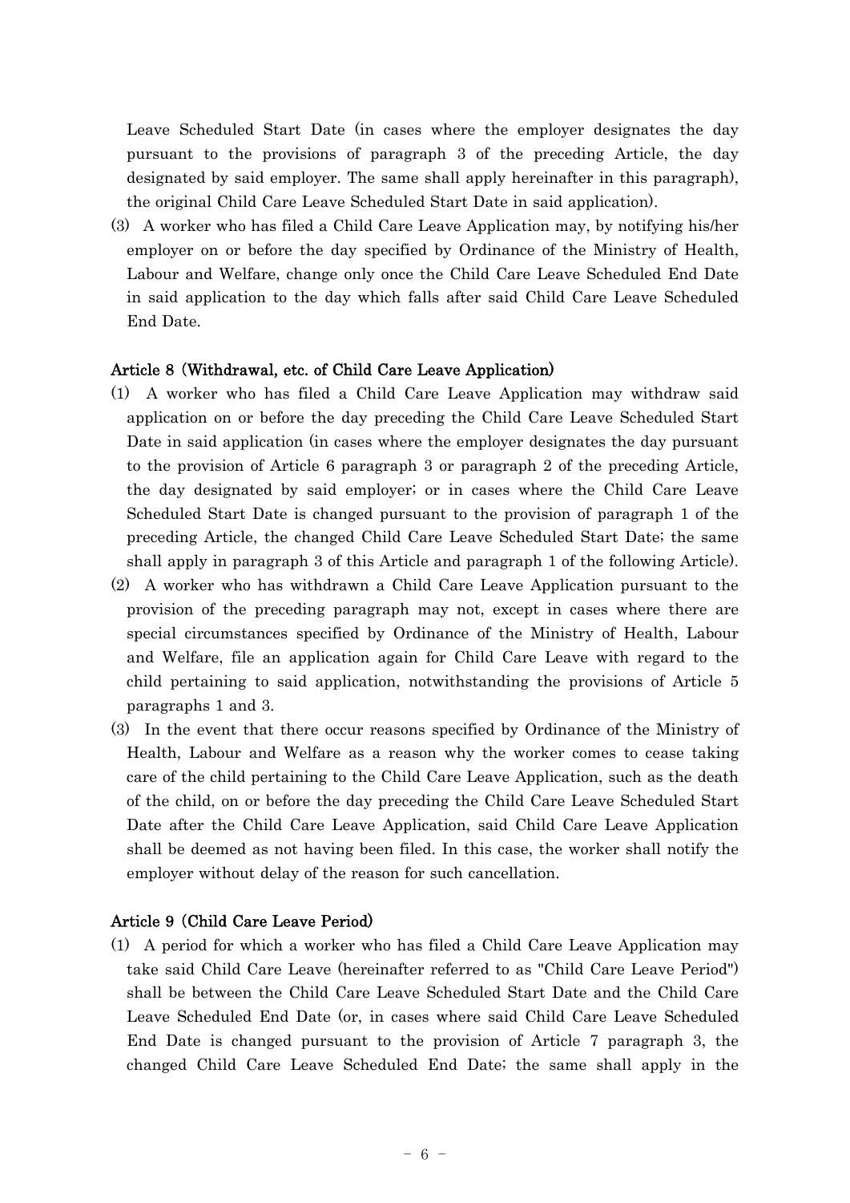Leave Scheduled Start Date (in cases where the employer designates the day pursuant to the provisions of paragraph 3 of the preceding Article, the day designated by said employer. The same shall apply hereinafter in this paragraph), the original Child Care Leave Scheduled Start Date in said application).

(3) A worker who has filed a Child Care Leave Application may, by notifying his/her employer on or before the day specified by Ordinance of the Ministry of Health, Labour and Welfare, change only once the Child Care Leave Scheduled End Date in said application to the day which falls after said Child Care Leave Scheduled End Date.

### Article 8 (Withdrawal, etc. of Child Care Leave Application)

(1) A worker who has filed a Child Care Leave Application may withdraw said application on or before the day preceding the Child Care Leave Scheduled Start Date in said application (in cases where the employer designates the day pursuant to the provision of Article 6 paragraph 3 or paragraph 2 of the preceding Article, the day designated by said employer; or in cases where the Child Care Leave Scheduled Start Date is changed pursuant to the provision of paragraph 1 of the preceding Article, the changed Child Care Leave Scheduled Start Date; the same shall apply in paragraph 3 of this Article and paragraph 1 of the following Article).

(2) A worker who has withdrawn a Child Care Leave Application pursuant to the provision of the preceding paragraph may not, except in cases where there are special circumstances specified by Ordinance of the Ministry of Health, Labour and Welfare, file an application again for Child Care Leave with regard to the child pertaining to said application, notwithstanding the provisions of Article 5 paragraphs 1 and 3.

(3) In the event that there occur reasons specified by Ordinance of the Ministry of Health, Labour and Welfare as a reason why the worker comes to cease taking care of the child pertaining to the Child Care Leave Application, such as the death of the child, on or before the day preceding the Child Care Leave Scheduled Start Date after the Child Care Leave Application, said Child Care Leave Application shall be deemed as not having been filed. In this case, the worker shall notify the employer without delay of the reason for such cancellation.

### Article 9 (Child Care Leave Period)

(1) A period for which a worker who has filed a Child Care Leave Application may take said Child Care Leave (hereinafter referred to as "Child Care Leave Period") shall be between the Child Care Leave Scheduled Start Date and the Child Care Leave Scheduled End Date (or, in cases where said Child Care Leave Scheduled End Date is changed pursuant to the provision of Article 7 paragraph 3, the changed Child Care Leave Scheduled End Date; the same shall apply in the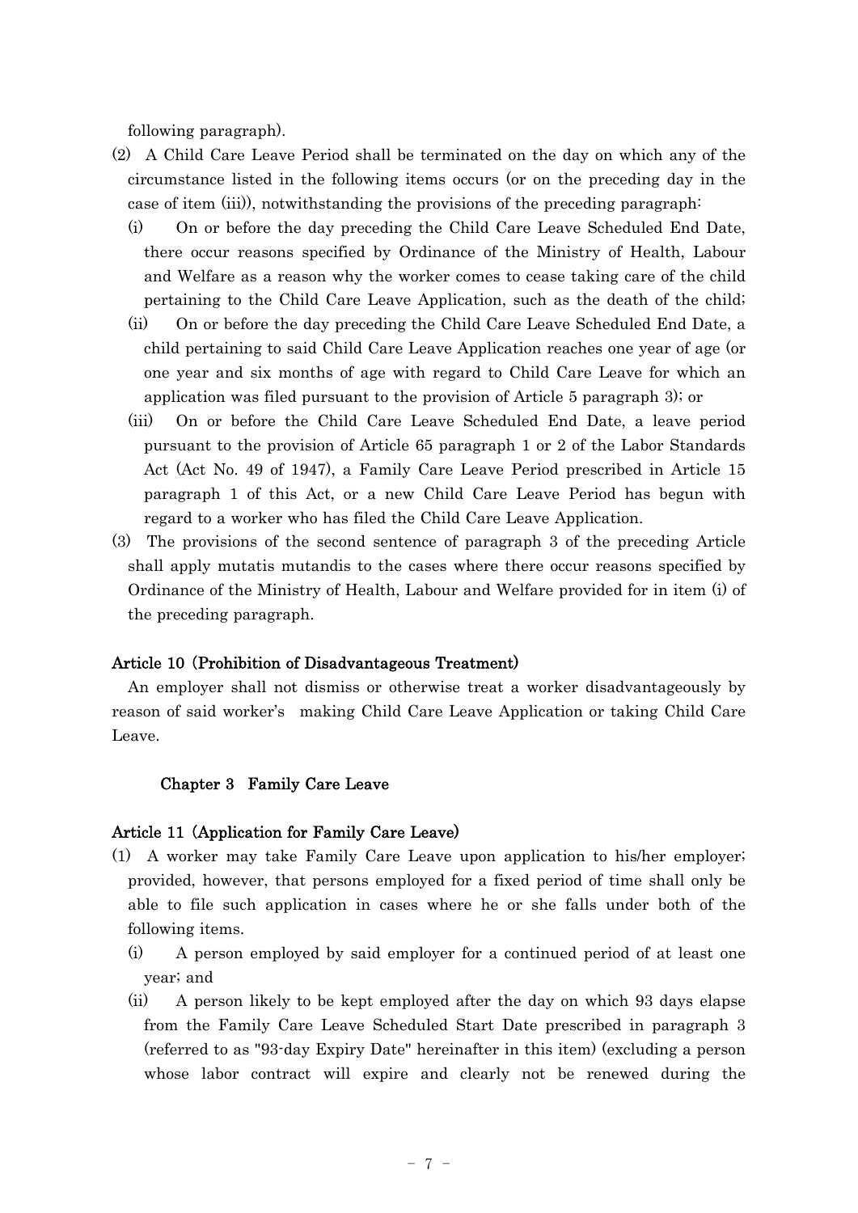following paragraph).

(2) A Child Care Leave Period shall be terminated on the day on which any of the circumstance listed in the following items occurs (or on the preceding day in the case of item (iii)), notwithstanding the provisions of the preceding paragraph:

  (i) On or before the day preceding the Child Care Leave Scheduled End Date, there occur reasons specified by Ordinance of the Ministry of Health, Labour and Welfare as a reason why the worker comes to cease taking care of the child pertaining to the Child Care Leave Application, such as the death of the child;

  (ii) On or before the day preceding the Child Care Leave Scheduled End Date, a child pertaining to said Child Care Leave Application reaches one year of age (or one year and six months of age with regard to Child Care Leave for which an application was filed pursuant to the provision of Article 5 paragraph 3); or

  (iii) On or before the Child Care Leave Scheduled End Date, a leave period pursuant to the provision of Article 65 paragraph 1 or 2 of the Labor Standards Act (Act No. 49 of 1947), a Family Care Leave Period prescribed in Article 15 paragraph 1 of this Act, or a new Child Care Leave Period has begun with regard to a worker who has filed the Child Care Leave Application.

(3) The provisions of the second sentence of paragraph 3 of the preceding Article shall apply mutatis mutandis to the cases where there occur reasons specified by Ordinance of the Ministry of Health, Labour and Welfare provided for in item (i) of the preceding paragraph.

**Article 10 (Prohibition of Disadvantageous Treatment)**

An employer shall not dismiss or otherwise treat a worker disadvantageously by reason of said worker's making Child Care Leave Application or taking Child Care Leave.

## Chapter 3 Family Care Leave

**Article 11 (Application for Family Care Leave)**

(1) A worker may take Family Care Leave upon application to his/her employer; provided, however, that persons employed for a fixed period of time shall only be able to file such application in cases where he or she falls under both of the following items.

  (i) A person employed by said employer for a continued period of at least one year; and

  (ii) A person likely to be kept employed after the day on which 93 days elapse from the Family Care Leave Scheduled Start Date prescribed in paragraph 3 (referred to as "93-day Expiry Date" hereinafter in this item) (excluding a person whose labor contract will expire and clearly not be renewed during the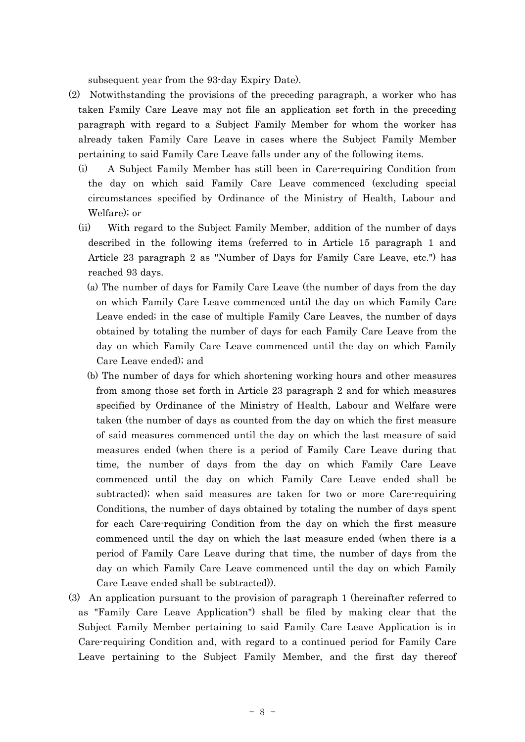subsequent year from the 93-day Expiry Date).

(2) Notwithstanding the provisions of the preceding paragraph, a worker who has taken Family Care Leave may not file an application set forth in the preceding paragraph with regard to a Subject Family Member for whom the worker has already taken Family Care Leave in cases where the Subject Family Member pertaining to said Family Care Leave falls under any of the following items.

  (i) A Subject Family Member has still been in Care-requiring Condition from the day on which said Family Care Leave commenced (excluding special circumstances specified by Ordinance of the Ministry of Health, Labour and Welfare); or

  (ii) With regard to the Subject Family Member, addition of the number of days described in the following items (referred to in Article 15 paragraph 1 and Article 23 paragraph 2 as "Number of Days for Family Care Leave, etc.") has reached 93 days.

    (a) The number of days for Family Care Leave (the number of days from the day on which Family Care Leave commenced until the day on which Family Care Leave ended; in the case of multiple Family Care Leaves, the number of days obtained by totaling the number of days for each Family Care Leave from the day on which Family Care Leave commenced until the day on which Family Care Leave ended); and

    (b) The number of days for which shortening working hours and other measures from among those set forth in Article 23 paragraph 2 and for which measures specified by Ordinance of the Ministry of Health, Labour and Welfare were taken (the number of days as counted from the day on which the first measure of said measures commenced until the day on which the last measure of said measures ended (when there is a period of Family Care Leave during that time, the number of days from the day on which Family Care Leave commenced until the day on which Family Care Leave ended shall be subtracted); when said measures are taken for two or more Care-requiring Conditions, the number of days obtained by totaling the number of days spent for each Care-requiring Condition from the day on which the first measure commenced until the day on which the last measure ended (when there is a period of Family Care Leave during that time, the number of days from the day on which Family Care Leave commenced until the day on which Family Care Leave ended shall be subtracted)).

(3) An application pursuant to the provision of paragraph 1 (hereinafter referred to as "Family Care Leave Application") shall be filed by making clear that the Subject Family Member pertaining to said Family Care Leave Application is in Care-requiring Condition and, with regard to a continued period for Family Care Leave pertaining to the Subject Family Member, and the first day thereof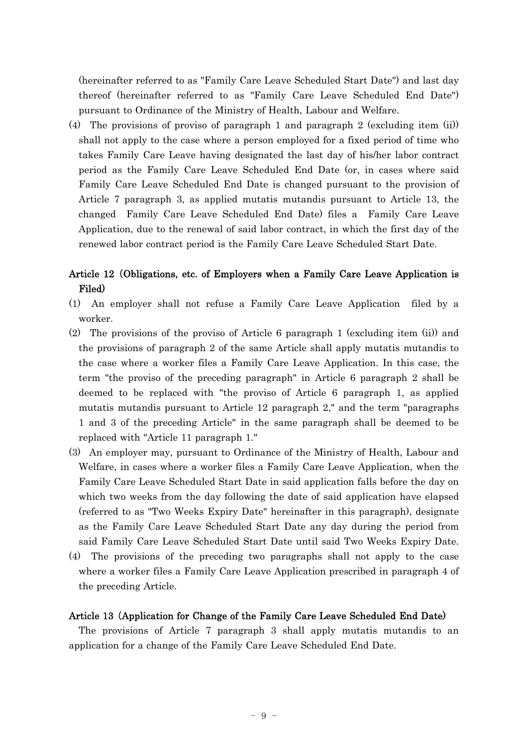(hereinafter referred to as "Family Care Leave Scheduled Start Date") and last day thereof (hereinafter referred to as "Family Care Leave Scheduled End Date") pursuant to Ordinance of the Ministry of Health, Labour and Welfare.

(4) The provisions of proviso of paragraph 1 and paragraph 2 (excluding item (ii)) shall not apply to the case where a person employed for a fixed period of time who takes Family Care Leave having designated the last day of his/her labor contract period as the Family Care Leave Scheduled End Date (or, in cases where said Family Care Leave Scheduled End Date is changed pursuant to the provision of Article 7 paragraph 3, as applied mutatis mutandis pursuant to Article 13, the changed Family Care Leave Scheduled End Date) files a Family Care Leave Application, due to the renewal of said labor contract, in which the first day of the renewed labor contract period is the Family Care Leave Scheduled Start Date.

### Article 12 (Obligations, etc. of Employers when a Family Care Leave Application is Filed)

(1) An employer shall not refuse a Family Care Leave Application filed by a worker.

(2) The provisions of the proviso of Article 6 paragraph 1 (excluding item (ii)) and the provisions of paragraph 2 of the same Article shall apply mutatis mutandis to the case where a worker files a Family Care Leave Application. In this case, the term "the proviso of the preceding paragraph" in Article 6 paragraph 2 shall be deemed to be replaced with "the proviso of Article 6 paragraph 1, as applied mutatis mutandis pursuant to Article 12 paragraph 2," and the term "paragraphs 1 and 3 of the preceding Article" in the same paragraph shall be deemed to be replaced with "Article 11 paragraph 1."

(3) An employer may, pursuant to Ordinance of the Ministry of Health, Labour and Welfare, in cases where a worker files a Family Care Leave Application, when the Family Care Leave Scheduled Start Date in said application falls before the day on which two weeks from the day following the date of said application have elapsed (referred to as "Two Weeks Expiry Date" hereinafter in this paragraph), designate as the Family Care Leave Scheduled Start Date any day during the period from said Family Care Leave Scheduled Start Date until said Two Weeks Expiry Date.

(4) The provisions of the preceding two paragraphs shall not apply to the case where a worker files a Family Care Leave Application prescribed in paragraph 4 of the preceding Article.

### Article 13 (Application for Change of the Family Care Leave Scheduled End Date)

The provisions of Article 7 paragraph 3 shall apply mutatis mutandis to an application for a change of the Family Care Leave Scheduled End Date.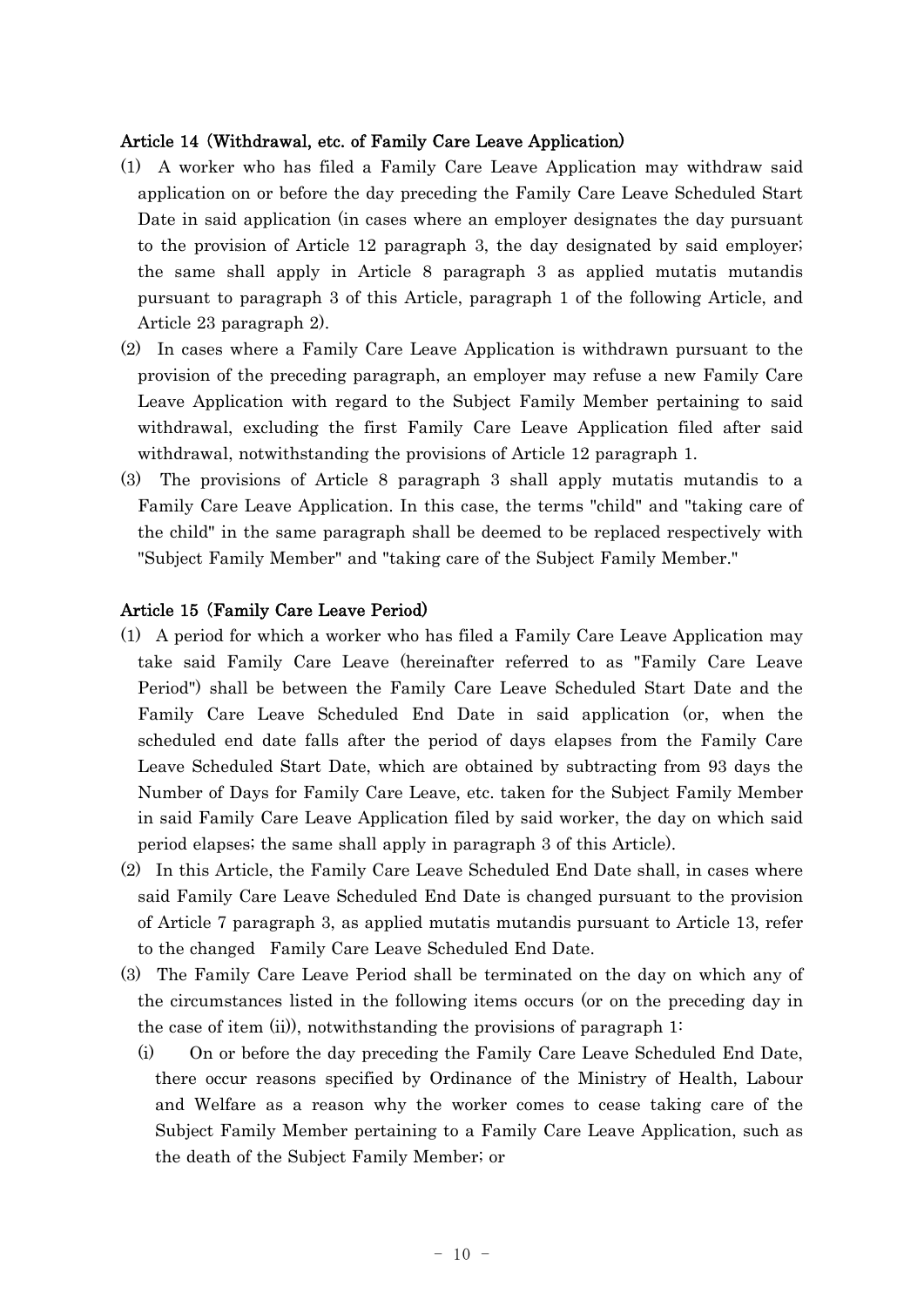#### Article 14 (Withdrawal, etc. of Family Care Leave Application)

(1) A worker who has filed a Family Care Leave Application may withdraw said application on or before the day preceding the Family Care Leave Scheduled Start Date in said application (in cases where an employer designates the day pursuant to the provision of Article 12 paragraph 3, the day designated by said employer; the same shall apply in Article 8 paragraph 3 as applied mutatis mutandis pursuant to paragraph 3 of this Article, paragraph 1 of the following Article, and Article 23 paragraph 2).

(2) In cases where a Family Care Leave Application is withdrawn pursuant to the provision of the preceding paragraph, an employer may refuse a new Family Care Leave Application with regard to the Subject Family Member pertaining to said withdrawal, excluding the first Family Care Leave Application filed after said withdrawal, notwithstanding the provisions of Article 12 paragraph 1.

(3) The provisions of Article 8 paragraph 3 shall apply mutatis mutandis to a Family Care Leave Application. In this case, the terms "child" and "taking care of the child" in the same paragraph shall be deemed to be replaced respectively with "Subject Family Member" and "taking care of the Subject Family Member."

#### Article 15 (Family Care Leave Period)

(1) A period for which a worker who has filed a Family Care Leave Application may take said Family Care Leave (hereinafter referred to as "Family Care Leave Period") shall be between the Family Care Leave Scheduled Start Date and the Family Care Leave Scheduled End Date in said application (or, when the scheduled end date falls after the period of days elapses from the Family Care Leave Scheduled Start Date, which are obtained by subtracting from 93 days the Number of Days for Family Care Leave, etc. taken for the Subject Family Member in said Family Care Leave Application filed by said worker, the day on which said period elapses; the same shall apply in paragraph 3 of this Article).

(2) In this Article, the Family Care Leave Scheduled End Date shall, in cases where said Family Care Leave Scheduled End Date is changed pursuant to the provision of Article 7 paragraph 3, as applied mutatis mutandis pursuant to Article 13, refer to the changed Family Care Leave Scheduled End Date.

(3) The Family Care Leave Period shall be terminated on the day on which any of the circumstances listed in the following items occurs (or on the preceding day in the case of item (ii)), notwithstanding the provisions of paragraph 1:

(i) On or before the day preceding the Family Care Leave Scheduled End Date, there occur reasons specified by Ordinance of the Ministry of Health, Labour and Welfare as a reason why the worker comes to cease taking care of the Subject Family Member pertaining to a Family Care Leave Application, such as the death of the Subject Family Member; or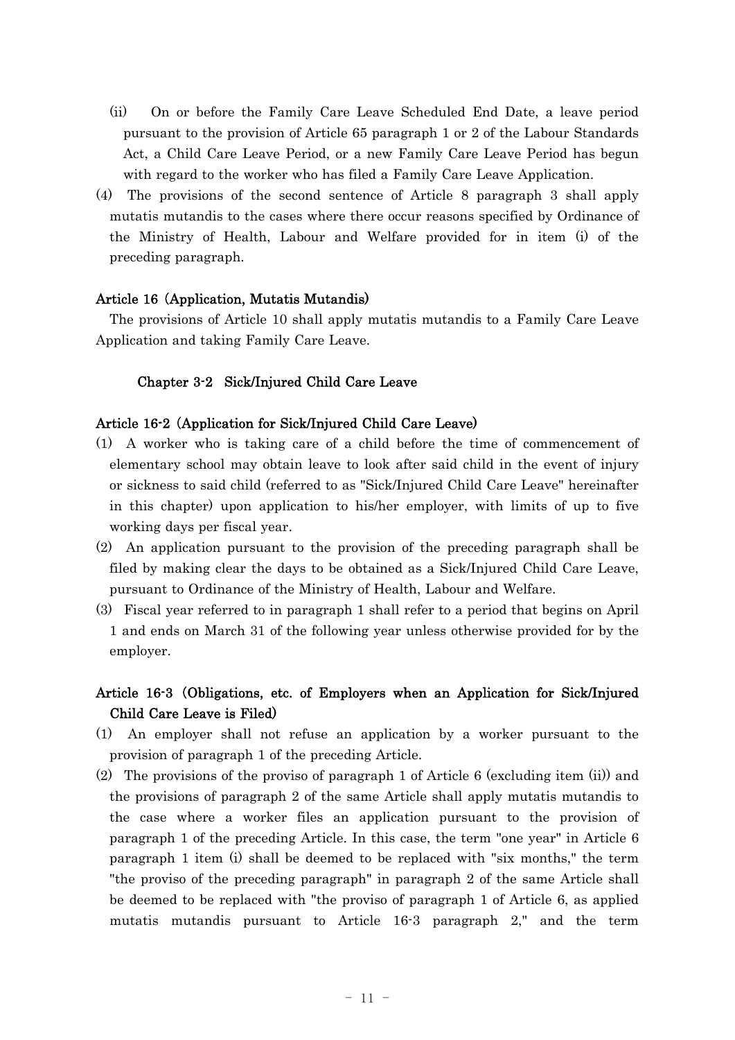(ii) On or before the Family Care Leave Scheduled End Date, a leave period pursuant to the provision of Article 65 paragraph 1 or 2 of the Labour Standards Act, a Child Care Leave Period, or a new Family Care Leave Period has begun with regard to the worker who has filed a Family Care Leave Application.

(4) The provisions of the second sentence of Article 8 paragraph 3 shall apply mutatis mutandis to the cases where there occur reasons specified by Ordinance of the Ministry of Health, Labour and Welfare provided for in item (i) of the preceding paragraph.

#### Article 16 (Application, Mutatis Mutandis)

The provisions of Article 10 shall apply mutatis mutandis to a Family Care Leave Application and taking Family Care Leave.

### Chapter 3-2 Sick/Injured Child Care Leave

#### Article 16-2 (Application for Sick/Injured Child Care Leave)

(1) A worker who is taking care of a child before the time of commencement of elementary school may obtain leave to look after said child in the event of injury or sickness to said child (referred to as "Sick/Injured Child Care Leave" hereinafter in this chapter) upon application to his/her employer, with limits of up to five working days per fiscal year.

(2) An application pursuant to the provision of the preceding paragraph shall be filed by making clear the days to be obtained as a Sick/Injured Child Care Leave, pursuant to Ordinance of the Ministry of Health, Labour and Welfare.

(3) Fiscal year referred to in paragraph 1 shall refer to a period that begins on April 1 and ends on March 31 of the following year unless otherwise provided for by the employer.

#### Article 16-3 (Obligations, etc. of Employers when an Application for Sick/Injured Child Care Leave is Filed)

(1) An employer shall not refuse an application by a worker pursuant to the provision of paragraph 1 of the preceding Article.

(2) The provisions of the proviso of paragraph 1 of Article 6 (excluding item (ii)) and the provisions of paragraph 2 of the same Article shall apply mutatis mutandis to the case where a worker files an application pursuant to the provision of paragraph 1 of the preceding Article. In this case, the term "one year" in Article 6 paragraph 1 item (i) shall be deemed to be replaced with "six months," the term "the proviso of the preceding paragraph" in paragraph 2 of the same Article shall be deemed to be replaced with "the proviso of paragraph 1 of Article 6, as applied mutatis mutandis pursuant to Article 16-3 paragraph 2," and the term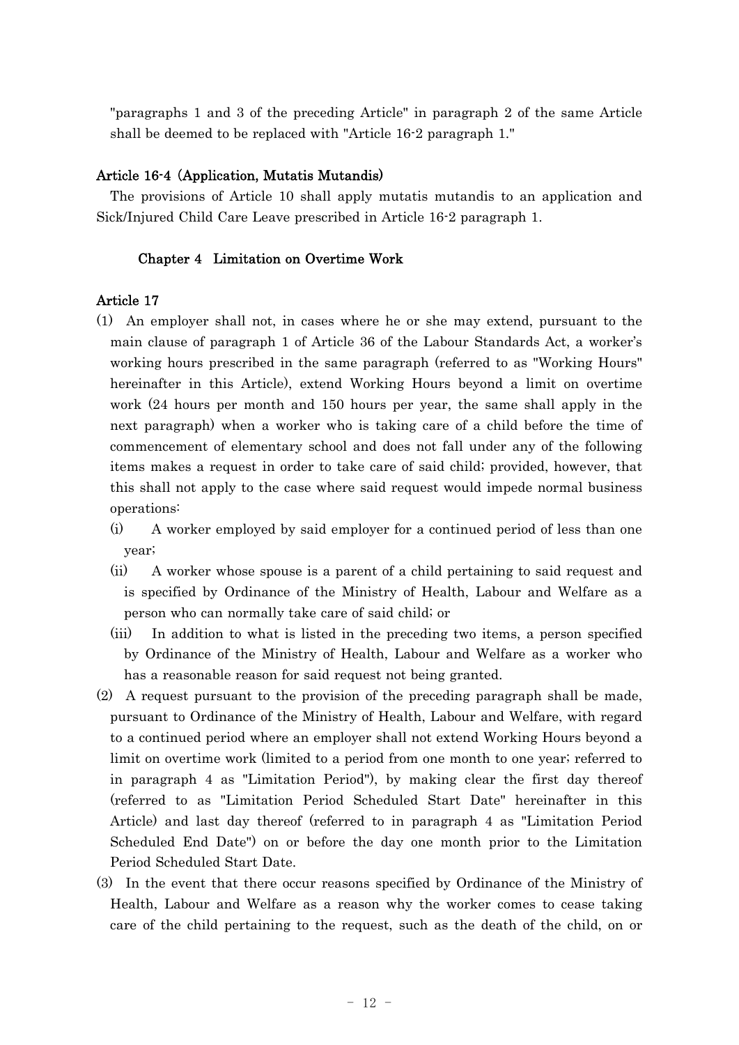"paragraphs 1 and 3 of the preceding Article" in paragraph 2 of the same Article shall be deemed to be replaced with "Article 16-2 paragraph 1."

#### Article 16-4 (Application, Mutatis Mutandis)

The provisions of Article 10 shall apply mutatis mutandis to an application and Sick/Injured Child Care Leave prescribed in Article 16-2 paragraph 1.

### Chapter 4 Limitation on Overtime Work

#### Article 17

(1) An employer shall not, in cases where he or she may extend, pursuant to the main clause of paragraph 1 of Article 36 of the Labour Standards Act, a worker's working hours prescribed in the same paragraph (referred to as "Working Hours" hereinafter in this Article), extend Working Hours beyond a limit on overtime work (24 hours per month and 150 hours per year, the same shall apply in the next paragraph) when a worker who is taking care of a child before the time of commencement of elementary school and does not fall under any of the following items makes a request in order to take care of said child; provided, however, that this shall not apply to the case where said request would impede normal business operations:

(i) A worker employed by said employer for a continued period of less than one year;

(ii) A worker whose spouse is a parent of a child pertaining to said request and is specified by Ordinance of the Ministry of Health, Labour and Welfare as a person who can normally take care of said child; or

(iii) In addition to what is listed in the preceding two items, a person specified by Ordinance of the Ministry of Health, Labour and Welfare as a worker who has a reasonable reason for said request not being granted.

(2) A request pursuant to the provision of the preceding paragraph shall be made, pursuant to Ordinance of the Ministry of Health, Labour and Welfare, with regard to a continued period where an employer shall not extend Working Hours beyond a limit on overtime work (limited to a period from one month to one year; referred to in paragraph 4 as "Limitation Period"), by making clear the first day thereof (referred to as "Limitation Period Scheduled Start Date" hereinafter in this Article) and last day thereof (referred to in paragraph 4 as "Limitation Period Scheduled End Date") on or before the day one month prior to the Limitation Period Scheduled Start Date.

(3) In the event that there occur reasons specified by Ordinance of the Ministry of Health, Labour and Welfare as a reason why the worker comes to cease taking care of the child pertaining to the request, such as the death of the child, on or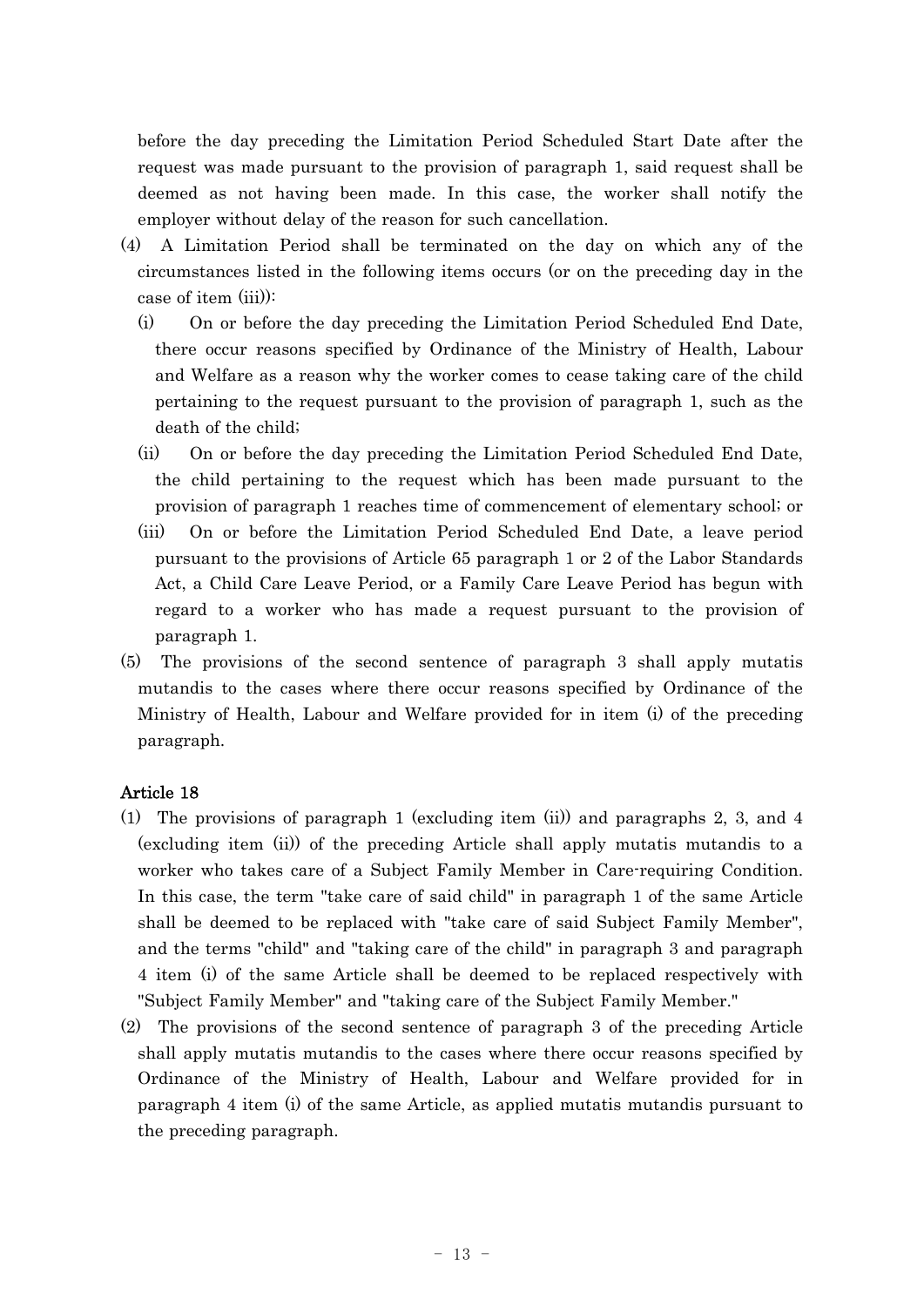before the day preceding the Limitation Period Scheduled Start Date after the request was made pursuant to the provision of paragraph 1, said request shall be deemed as not having been made. In this case, the worker shall notify the employer without delay of the reason for such cancellation.

(4) A Limitation Period shall be terminated on the day on which any of the circumstances listed in the following items occurs (or on the preceding day in the case of item (iii)):

(i) On or before the day preceding the Limitation Period Scheduled End Date, there occur reasons specified by Ordinance of the Ministry of Health, Labour and Welfare as a reason why the worker comes to cease taking care of the child pertaining to the request pursuant to the provision of paragraph 1, such as the death of the child;

(ii) On or before the day preceding the Limitation Period Scheduled End Date, the child pertaining to the request which has been made pursuant to the provision of paragraph 1 reaches time of commencement of elementary school; or

(iii) On or before the Limitation Period Scheduled End Date, a leave period pursuant to the provisions of Article 65 paragraph 1 or 2 of the Labor Standards Act, a Child Care Leave Period, or a Family Care Leave Period has begun with regard to a worker who has made a request pursuant to the provision of paragraph 1.

(5) The provisions of the second sentence of paragraph 3 shall apply mutatis mutandis to the cases where there occur reasons specified by Ordinance of the Ministry of Health, Labour and Welfare provided for in item (i) of the preceding paragraph.

### Article 18

(1) The provisions of paragraph 1 (excluding item (ii)) and paragraphs 2, 3, and 4 (excluding item (ii)) of the preceding Article shall apply mutatis mutandis to a worker who takes care of a Subject Family Member in Care-requiring Condition. In this case, the term "take care of said child" in paragraph 1 of the same Article shall be deemed to be replaced with "take care of said Subject Family Member", and the terms "child" and "taking care of the child" in paragraph 3 and paragraph 4 item (i) of the same Article shall be deemed to be replaced respectively with "Subject Family Member" and "taking care of the Subject Family Member."

(2) The provisions of the second sentence of paragraph 3 of the preceding Article shall apply mutatis mutandis to the cases where there occur reasons specified by Ordinance of the Ministry of Health, Labour and Welfare provided for in paragraph 4 item (i) of the same Article, as applied mutatis mutandis pursuant to the preceding paragraph.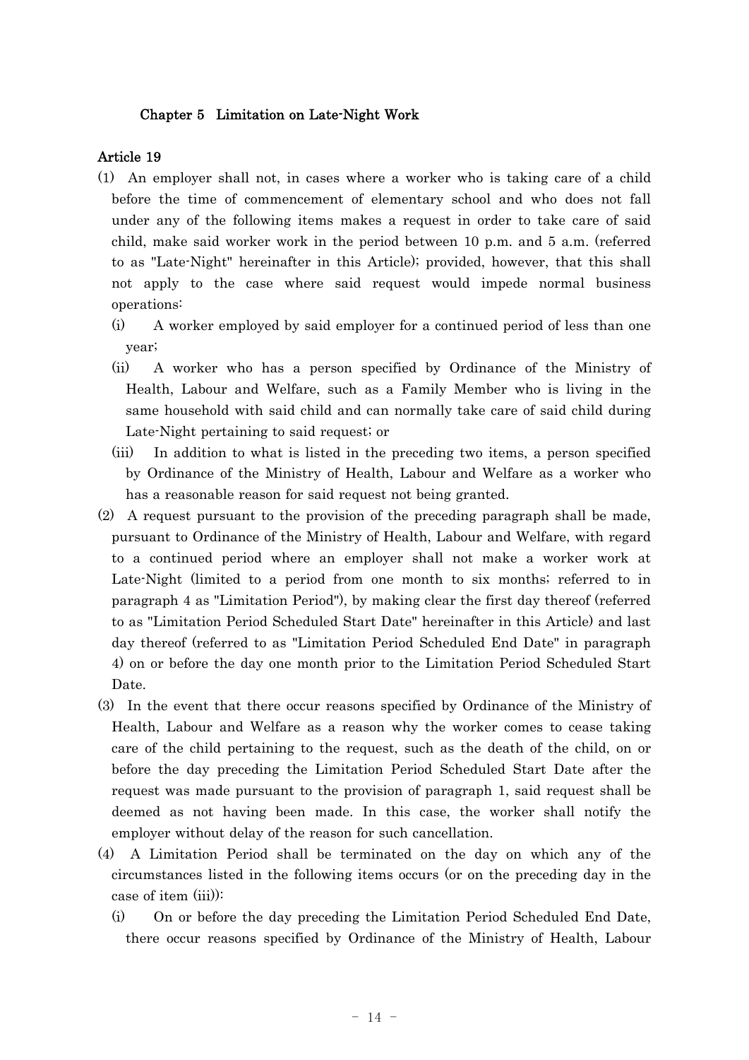### Chapter 5 Limitation on Late-Night Work

**Article 19**

(1) An employer shall not, in cases where a worker who is taking care of a child before the time of commencement of elementary school and who does not fall under any of the following items makes a request in order to take care of said child, make said worker work in the period between 10 p.m. and 5 a.m. (referred to as "Late-Night" hereinafter in this Article); provided, however, that this shall not apply to the case where said request would impede normal business operations:

(i) A worker employed by said employer for a continued period of less than one year;

(ii) A worker who has a person specified by Ordinance of the Ministry of Health, Labour and Welfare, such as a Family Member who is living in the same household with said child and can normally take care of said child during Late-Night pertaining to said request; or

(iii) In addition to what is listed in the preceding two items, a person specified by Ordinance of the Ministry of Health, Labour and Welfare as a worker who has a reasonable reason for said request not being granted.

(2) A request pursuant to the provision of the preceding paragraph shall be made, pursuant to Ordinance of the Ministry of Health, Labour and Welfare, with regard to a continued period where an employer shall not make a worker work at Late-Night (limited to a period from one month to six months; referred to in paragraph 4 as "Limitation Period"), by making clear the first day thereof (referred to as "Limitation Period Scheduled Start Date" hereinafter in this Article) and last day thereof (referred to as "Limitation Period Scheduled End Date" in paragraph 4) on or before the day one month prior to the Limitation Period Scheduled Start Date.

(3) In the event that there occur reasons specified by Ordinance of the Ministry of Health, Labour and Welfare as a reason why the worker comes to cease taking care of the child pertaining to the request, such as the death of the child, on or before the day preceding the Limitation Period Scheduled Start Date after the request was made pursuant to the provision of paragraph 1, said request shall be deemed as not having been made. In this case, the worker shall notify the employer without delay of the reason for such cancellation.

(4) A Limitation Period shall be terminated on the day on which any of the circumstances listed in the following items occurs (or on the preceding day in the case of item (iii)):

(i) On or before the day preceding the Limitation Period Scheduled End Date, there occur reasons specified by Ordinance of the Ministry of Health, Labour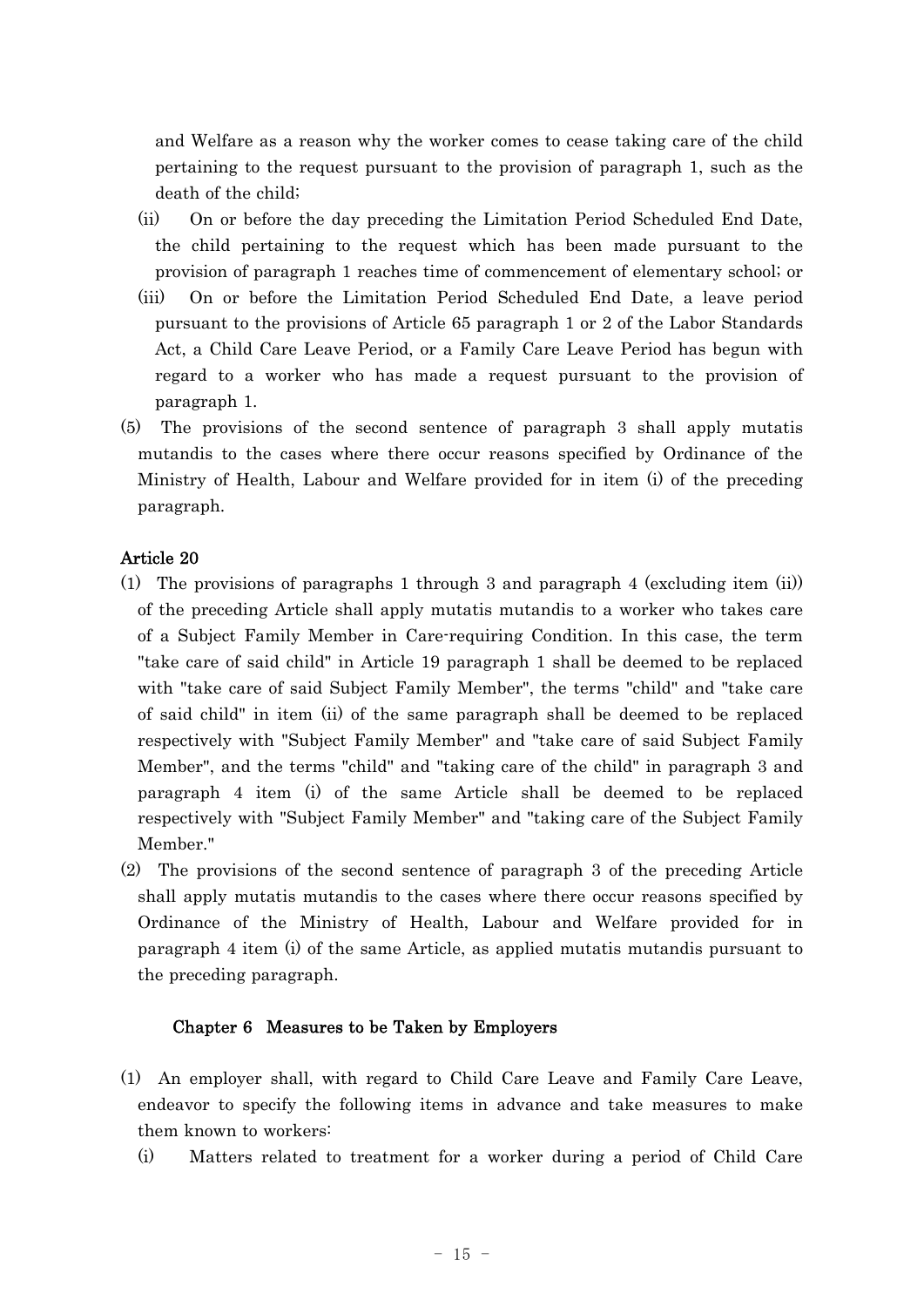and Welfare as a reason why the worker comes to cease taking care of the child pertaining to the request pursuant to the provision of paragraph 1, such as the death of the child;

(ii) On or before the day preceding the Limitation Period Scheduled End Date, the child pertaining to the request which has been made pursuant to the provision of paragraph 1 reaches time of commencement of elementary school; or

(iii) On or before the Limitation Period Scheduled End Date, a leave period pursuant to the provisions of Article 65 paragraph 1 or 2 of the Labor Standards Act, a Child Care Leave Period, or a Family Care Leave Period has begun with regard to a worker who has made a request pursuant to the provision of paragraph 1.

(5) The provisions of the second sentence of paragraph 3 shall apply mutatis mutandis to the cases where there occur reasons specified by Ordinance of the Ministry of Health, Labour and Welfare provided for in item (i) of the preceding paragraph.

**Article 20**

(1) The provisions of paragraphs 1 through 3 and paragraph 4 (excluding item (ii)) of the preceding Article shall apply mutatis mutandis to a worker who takes care of a Subject Family Member in Care-requiring Condition. In this case, the term "take care of said child" in Article 19 paragraph 1 shall be deemed to be replaced with "take care of said Subject Family Member", the terms "child" and "take care of said child" in item (ii) of the same paragraph shall be deemed to be replaced respectively with "Subject Family Member" and "take care of said Subject Family Member", and the terms "child" and "taking care of the child" in paragraph 3 and paragraph 4 item (i) of the same Article shall be deemed to be replaced respectively with "Subject Family Member" and "taking care of the Subject Family Member."

(2) The provisions of the second sentence of paragraph 3 of the preceding Article shall apply mutatis mutandis to the cases where there occur reasons specified by Ordinance of the Ministry of Health, Labour and Welfare provided for in paragraph 4 item (i) of the same Article, as applied mutatis mutandis pursuant to the preceding paragraph.

## Chapter 6 Measures to be Taken by Employers

(1) An employer shall, with regard to Child Care Leave and Family Care Leave, endeavor to specify the following items in advance and take measures to make them known to workers:

(i) Matters related to treatment for a worker during a period of Child Care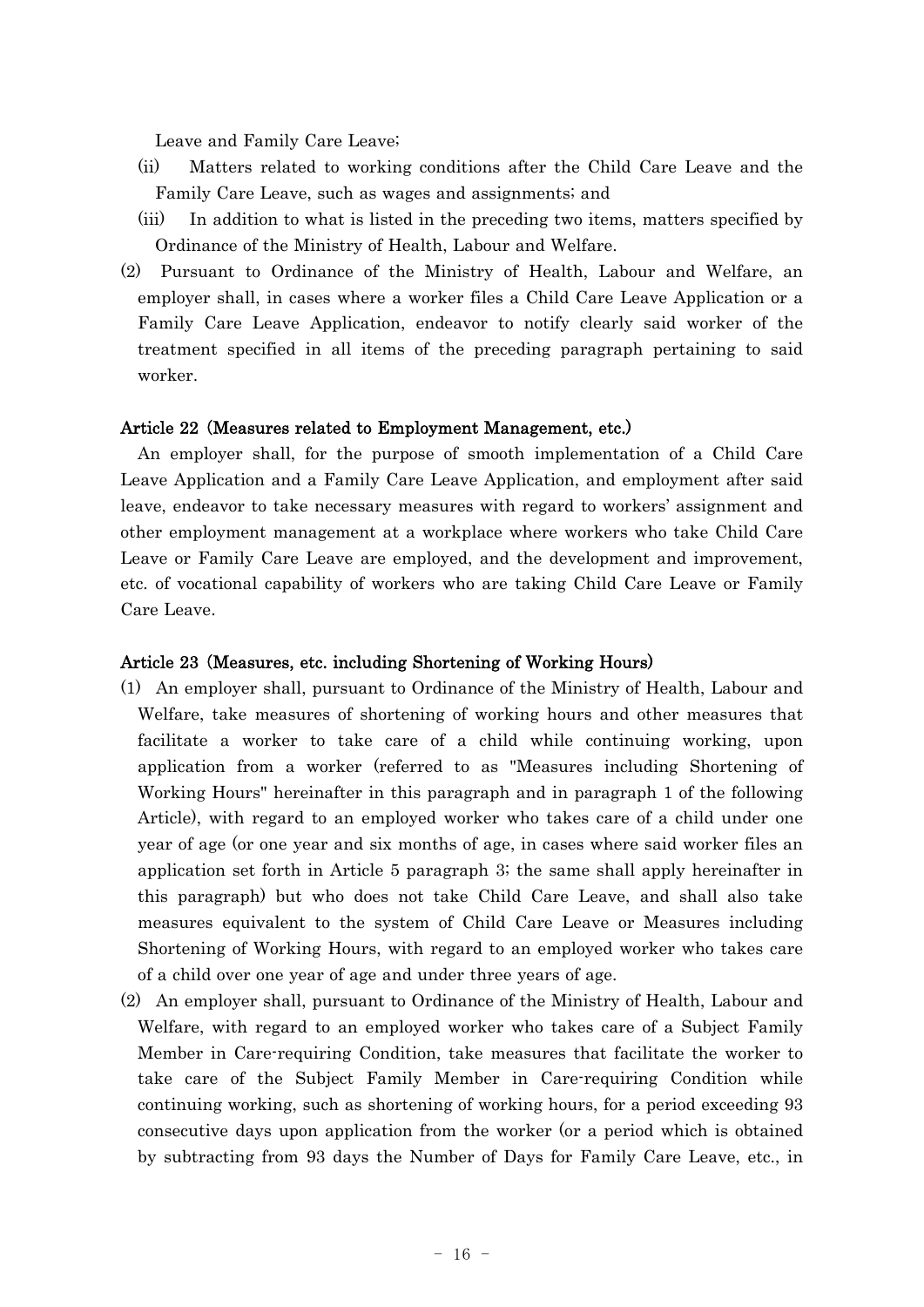Leave and Family Care Leave;

(ii) Matters related to working conditions after the Child Care Leave and the Family Care Leave, such as wages and assignments; and

(iii) In addition to what is listed in the preceding two items, matters specified by Ordinance of the Ministry of Health, Labour and Welfare.

(2) Pursuant to Ordinance of the Ministry of Health, Labour and Welfare, an employer shall, in cases where a worker files a Child Care Leave Application or a Family Care Leave Application, endeavor to notify clearly said worker of the treatment specified in all items of the preceding paragraph pertaining to said worker.

#### Article 22 (Measures related to Employment Management, etc.)

An employer shall, for the purpose of smooth implementation of a Child Care Leave Application and a Family Care Leave Application, and employment after said leave, endeavor to take necessary measures with regard to workers' assignment and other employment management at a workplace where workers who take Child Care Leave or Family Care Leave are employed, and the development and improvement, etc. of vocational capability of workers who are taking Child Care Leave or Family Care Leave.

#### Article 23 (Measures, etc. including Shortening of Working Hours)

(1) An employer shall, pursuant to Ordinance of the Ministry of Health, Labour and Welfare, take measures of shortening of working hours and other measures that facilitate a worker to take care of a child while continuing working, upon application from a worker (referred to as "Measures including Shortening of Working Hours" hereinafter in this paragraph and in paragraph 1 of the following Article), with regard to an employed worker who takes care of a child under one year of age (or one year and six months of age, in cases where said worker files an application set forth in Article 5 paragraph 3; the same shall apply hereinafter in this paragraph) but who does not take Child Care Leave, and shall also take measures equivalent to the system of Child Care Leave or Measures including Shortening of Working Hours, with regard to an employed worker who takes care of a child over one year of age and under three years of age.

(2) An employer shall, pursuant to Ordinance of the Ministry of Health, Labour and Welfare, with regard to an employed worker who takes care of a Subject Family Member in Care-requiring Condition, take measures that facilitate the worker to take care of the Subject Family Member in Care-requiring Condition while continuing working, such as shortening of working hours, for a period exceeding 93 consecutive days upon application from the worker (or a period which is obtained by subtracting from 93 days the Number of Days for Family Care Leave, etc., in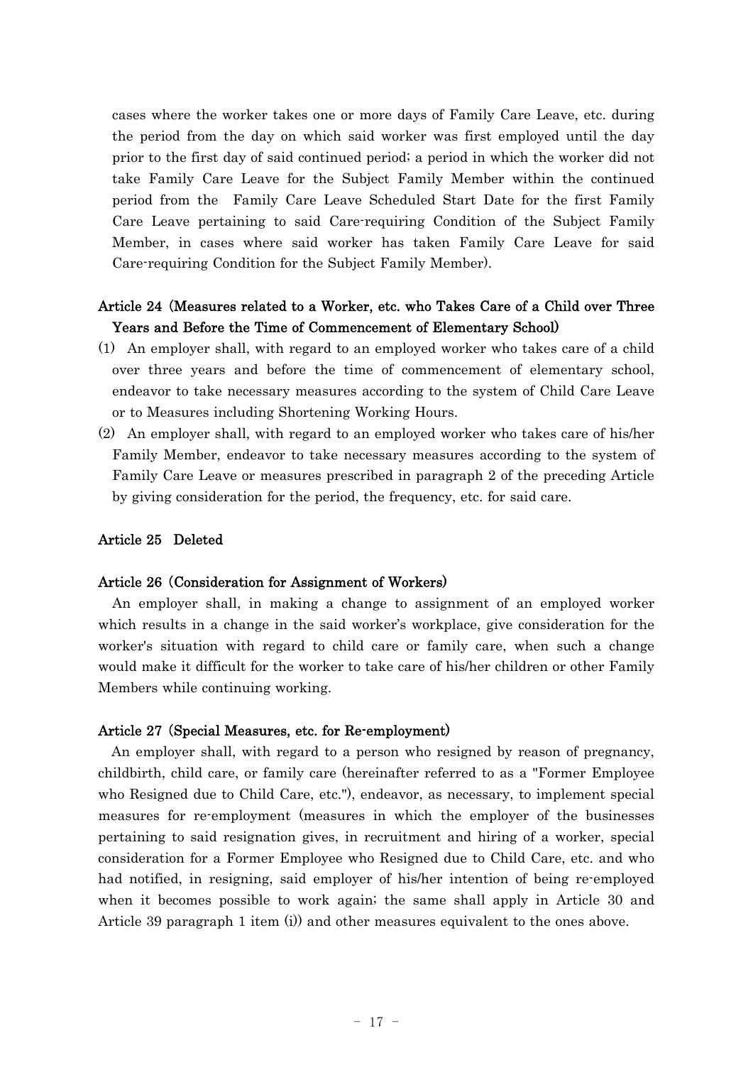cases where the worker takes one or more days of Family Care Leave, etc. during the period from the day on which said worker was first employed until the day prior to the first day of said continued period; a period in which the worker did not take Family Care Leave for the Subject Family Member within the continued period from the Family Care Leave Scheduled Start Date for the first Family Care Leave pertaining to said Care-requiring Condition of the Subject Family Member, in cases where said worker has taken Family Care Leave for said Care-requiring Condition for the Subject Family Member).

### Article 24 (Measures related to a Worker, etc. who Takes Care of a Child over Three Years and Before the Time of Commencement of Elementary School)

(1) An employer shall, with regard to an employed worker who takes care of a child over three years and before the time of commencement of elementary school, endeavor to take necessary measures according to the system of Child Care Leave or to Measures including Shortening Working Hours.

(2) An employer shall, with regard to an employed worker who takes care of his/her Family Member, endeavor to take necessary measures according to the system of Family Care Leave or measures prescribed in paragraph 2 of the preceding Article by giving consideration for the period, the frequency, etc. for said care.

### Article 25 Deleted

### Article 26 (Consideration for Assignment of Workers)

An employer shall, in making a change to assignment of an employed worker which results in a change in the said worker's workplace, give consideration for the worker's situation with regard to child care or family care, when such a change would make it difficult for the worker to take care of his/her children or other Family Members while continuing working.

### Article 27 (Special Measures, etc. for Re-employment)

An employer shall, with regard to a person who resigned by reason of pregnancy, childbirth, child care, or family care (hereinafter referred to as a "Former Employee who Resigned due to Child Care, etc."), endeavor, as necessary, to implement special measures for re-employment (measures in which the employer of the businesses pertaining to said resignation gives, in recruitment and hiring of a worker, special consideration for a Former Employee who Resigned due to Child Care, etc. and who had notified, in resigning, said employer of his/her intention of being re-employed when it becomes possible to work again; the same shall apply in Article 30 and Article 39 paragraph 1 item (i)) and other measures equivalent to the ones above.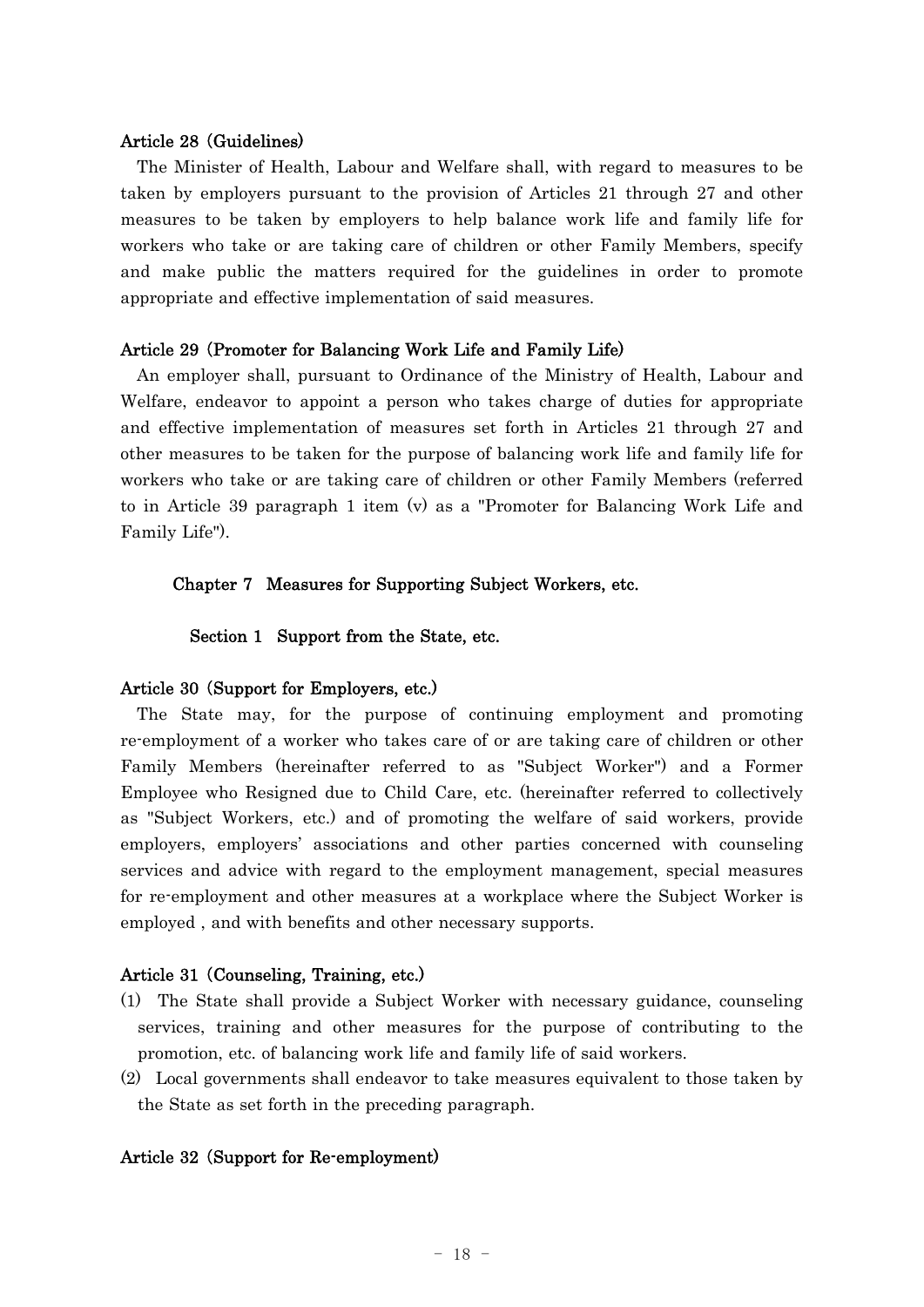**Article 28 (Guidelines)**

The Minister of Health, Labour and Welfare shall, with regard to measures to be taken by employers pursuant to the provision of Articles 21 through 27 and other measures to be taken by employers to help balance work life and family life for workers who take or are taking care of children or other Family Members, specify and make public the matters required for the guidelines in order to promote appropriate and effective implementation of said measures.

**Article 29 (Promoter for Balancing Work Life and Family Life)**

An employer shall, pursuant to Ordinance of the Ministry of Health, Labour and Welfare, endeavor to appoint a person who takes charge of duties for appropriate and effective implementation of measures set forth in Articles 21 through 27 and other measures to be taken for the purpose of balancing work life and family life for workers who take or are taking care of children or other Family Members (referred to in Article 39 paragraph 1 item (v) as a "Promoter for Balancing Work Life and Family Life").

## Chapter 7 Measures for Supporting Subject Workers, etc.

### Section 1 Support from the State, etc.

**Article 30 (Support for Employers, etc.)**

The State may, for the purpose of continuing employment and promoting re-employment of a worker who takes care of or are taking care of children or other Family Members (hereinafter referred to as "Subject Worker") and a Former Employee who Resigned due to Child Care, etc. (hereinafter referred to collectively as "Subject Workers, etc.) and of promoting the welfare of said workers, provide employers, employers' associations and other parties concerned with counseling services and advice with regard to the employment management, special measures for re-employment and other measures at a workplace where the Subject Worker is employed , and with benefits and other necessary supports.

**Article 31 (Counseling, Training, etc.)**

(1) The State shall provide a Subject Worker with necessary guidance, counseling services, training and other measures for the purpose of contributing to the promotion, etc. of balancing work life and family life of said workers.

(2) Local governments shall endeavor to take measures equivalent to those taken by the State as set forth in the preceding paragraph.

**Article 32 (Support for Re-employment)**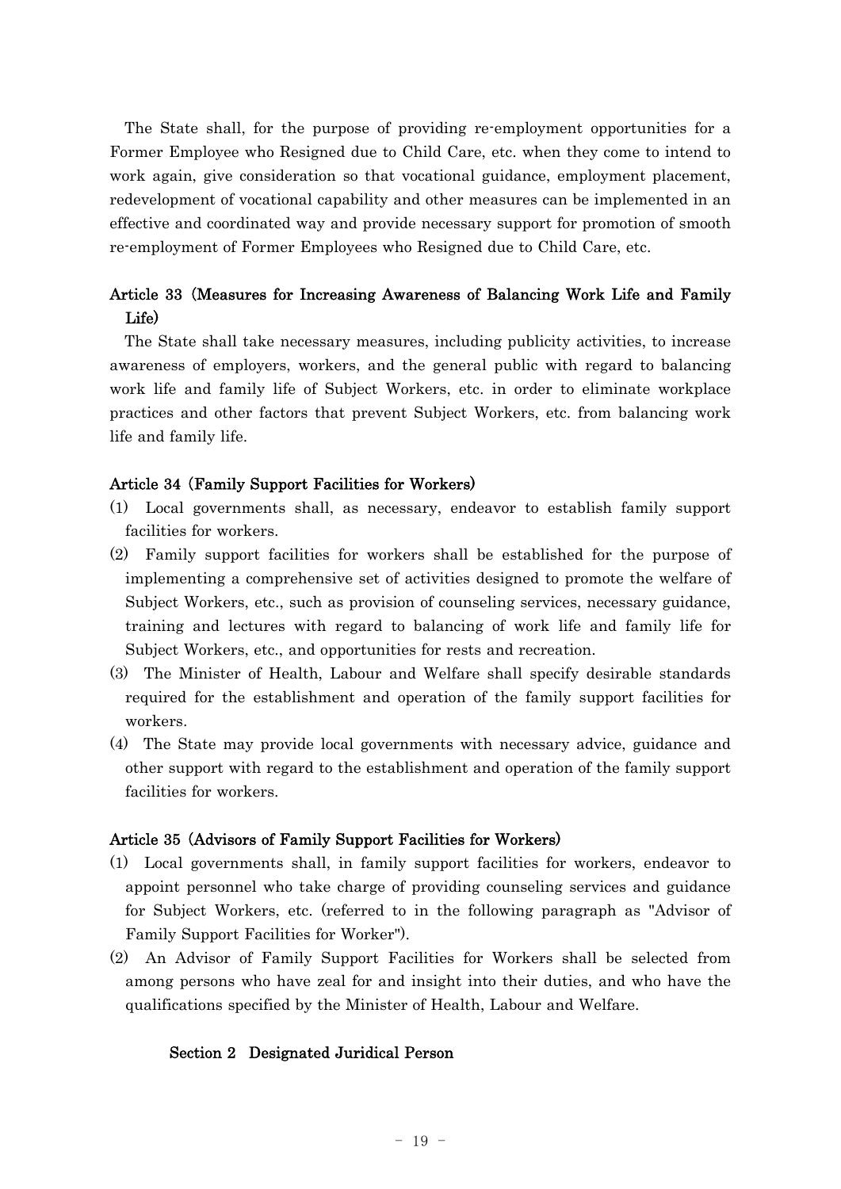The State shall, for the purpose of providing re-employment opportunities for a Former Employee who Resigned due to Child Care, etc. when they come to intend to work again, give consideration so that vocational guidance, employment placement, redevelopment of vocational capability and other measures can be implemented in an effective and coordinated way and provide necessary support for promotion of smooth re-employment of Former Employees who Resigned due to Child Care, etc.

### Article 33 (Measures for Increasing Awareness of Balancing Work Life and Family Life)

The State shall take necessary measures, including publicity activities, to increase awareness of employers, workers, and the general public with regard to balancing work life and family life of Subject Workers, etc. in order to eliminate workplace practices and other factors that prevent Subject Workers, etc. from balancing work life and family life.

### Article 34 (Family Support Facilities for Workers)

(1) Local governments shall, as necessary, endeavor to establish family support facilities for workers.

(2) Family support facilities for workers shall be established for the purpose of implementing a comprehensive set of activities designed to promote the welfare of Subject Workers, etc., such as provision of counseling services, necessary guidance, training and lectures with regard to balancing of work life and family life for Subject Workers, etc., and opportunities for rests and recreation.

(3) The Minister of Health, Labour and Welfare shall specify desirable standards required for the establishment and operation of the family support facilities for workers.

(4) The State may provide local governments with necessary advice, guidance and other support with regard to the establishment and operation of the family support facilities for workers.

### Article 35 (Advisors of Family Support Facilities for Workers)

(1) Local governments shall, in family support facilities for workers, endeavor to appoint personnel who take charge of providing counseling services and guidance for Subject Workers, etc. (referred to in the following paragraph as "Advisor of Family Support Facilities for Worker").

(2) An Advisor of Family Support Facilities for Workers shall be selected from among persons who have zeal for and insight into their duties, and who have the qualifications specified by the Minister of Health, Labour and Welfare.

## Section 2 Designated Juridical Person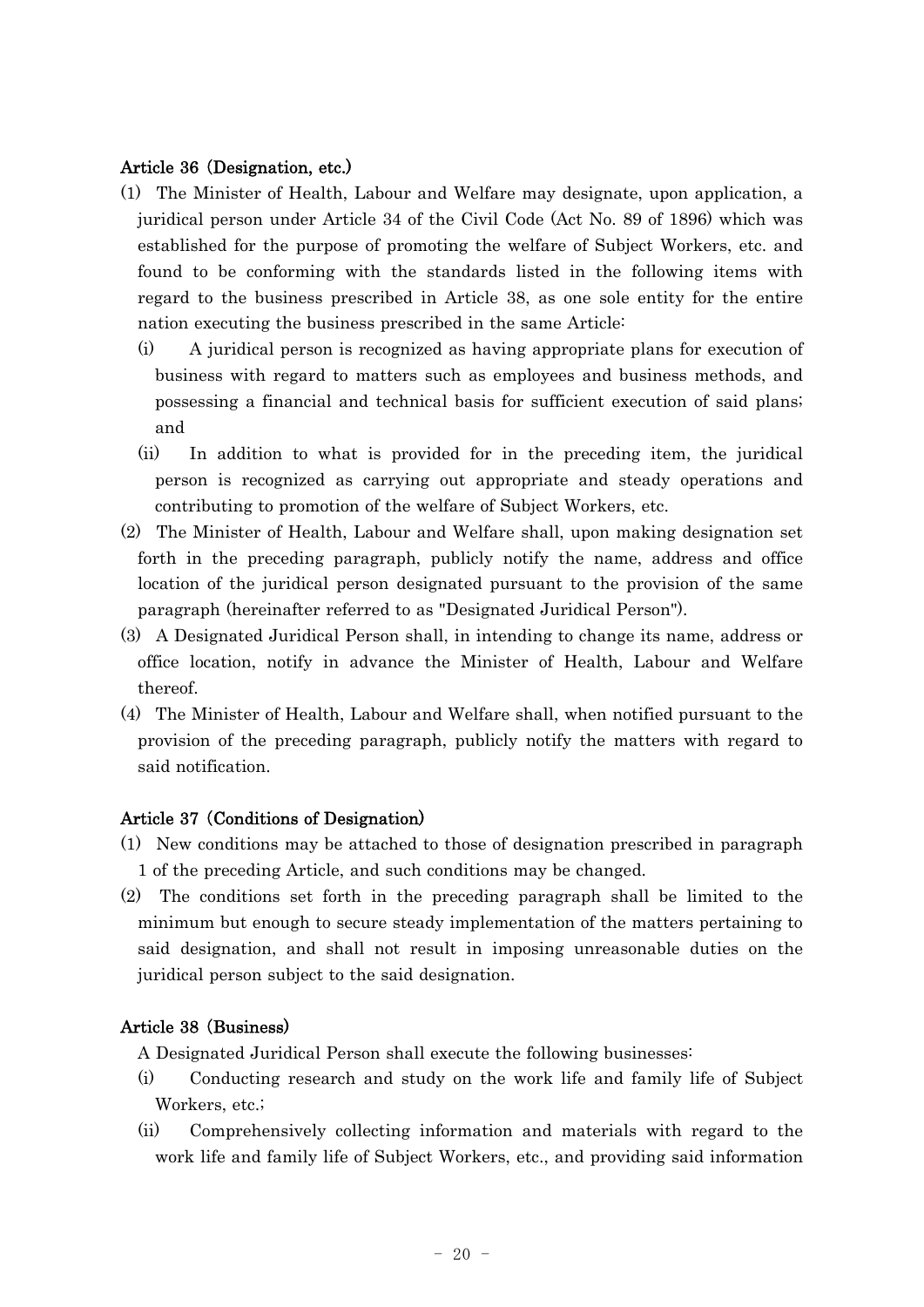#### Article 36 (Designation, etc.)

(1) The Minister of Health, Labour and Welfare may designate, upon application, a juridical person under Article 34 of the Civil Code (Act No. 89 of 1896) which was established for the purpose of promoting the welfare of Subject Workers, etc. and found to be conforming with the standards listed in the following items with regard to the business prescribed in Article 38, as one sole entity for the entire nation executing the business prescribed in the same Article:

(i) A juridical person is recognized as having appropriate plans for execution of business with regard to matters such as employees and business methods, and possessing a financial and technical basis for sufficient execution of said plans; and

(ii) In addition to what is provided for in the preceding item, the juridical person is recognized as carrying out appropriate and steady operations and contributing to promotion of the welfare of Subject Workers, etc.

(2) The Minister of Health, Labour and Welfare shall, upon making designation set forth in the preceding paragraph, publicly notify the name, address and office location of the juridical person designated pursuant to the provision of the same paragraph (hereinafter referred to as "Designated Juridical Person").

(3) A Designated Juridical Person shall, in intending to change its name, address or office location, notify in advance the Minister of Health, Labour and Welfare thereof.

(4) The Minister of Health, Labour and Welfare shall, when notified pursuant to the provision of the preceding paragraph, publicly notify the matters with regard to said notification.

#### Article 37 (Conditions of Designation)

(1) New conditions may be attached to those of designation prescribed in paragraph 1 of the preceding Article, and such conditions may be changed.

(2) The conditions set forth in the preceding paragraph shall be limited to the minimum but enough to secure steady implementation of the matters pertaining to said designation, and shall not result in imposing unreasonable duties on the juridical person subject to the said designation.

#### Article 38 (Business)

A Designated Juridical Person shall execute the following businesses:

(i) Conducting research and study on the work life and family life of Subject Workers, etc.;

(ii) Comprehensively collecting information and materials with regard to the work life and family life of Subject Workers, etc., and providing said information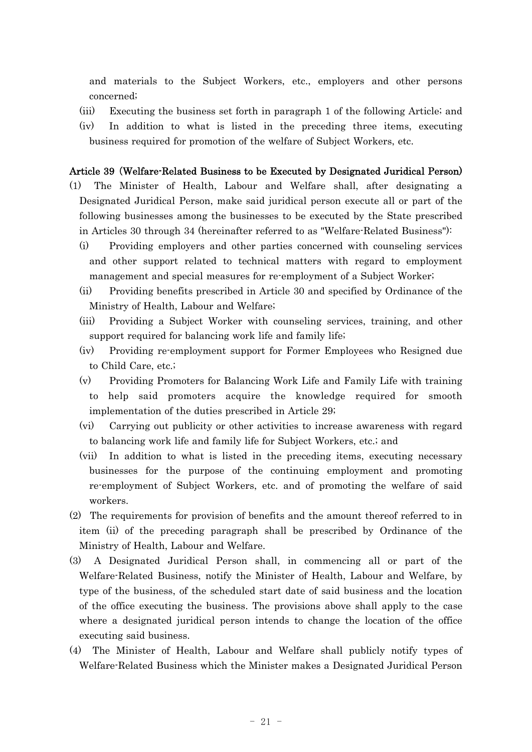and materials to the Subject Workers, etc., employers and other persons concerned;

(iii) Executing the business set forth in paragraph 1 of the following Article; and

(iv) In addition to what is listed in the preceding three items, executing business required for promotion of the welfare of Subject Workers, etc.

**Article 39 (Welfare-Related Business to be Executed by Designated Juridical Person)**

(1) The Minister of Health, Labour and Welfare shall, after designating a Designated Juridical Person, make said juridical person execute all or part of the following businesses among the businesses to be executed by the State prescribed in Articles 30 through 34 (hereinafter referred to as "Welfare-Related Business"):

(i) Providing employers and other parties concerned with counseling services and other support related to technical matters with regard to employment management and special measures for re-employment of a Subject Worker;

(ii) Providing benefits prescribed in Article 30 and specified by Ordinance of the Ministry of Health, Labour and Welfare;

(iii) Providing a Subject Worker with counseling services, training, and other support required for balancing work life and family life;

(iv) Providing re-employment support for Former Employees who Resigned due to Child Care, etc.;

(v) Providing Promoters for Balancing Work Life and Family Life with training to help said promoters acquire the knowledge required for smooth implementation of the duties prescribed in Article 29;

(vi) Carrying out publicity or other activities to increase awareness with regard to balancing work life and family life for Subject Workers, etc.; and

(vii) In addition to what is listed in the preceding items, executing necessary businesses for the purpose of the continuing employment and promoting re-employment of Subject Workers, etc. and of promoting the welfare of said workers.

(2) The requirements for provision of benefits and the amount thereof referred to in item (ii) of the preceding paragraph shall be prescribed by Ordinance of the Ministry of Health, Labour and Welfare.

(3) A Designated Juridical Person shall, in commencing all or part of the Welfare-Related Business, notify the Minister of Health, Labour and Welfare, by type of the business, of the scheduled start date of said business and the location of the office executing the business. The provisions above shall apply to the case where a designated juridical person intends to change the location of the office executing said business.

(4) The Minister of Health, Labour and Welfare shall publicly notify types of Welfare-Related Business which the Minister makes a Designated Juridical Person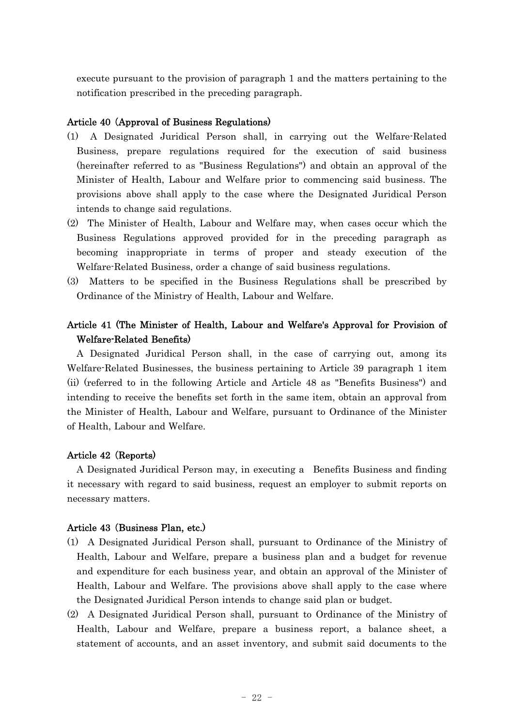execute pursuant to the provision of paragraph 1 and the matters pertaining to the notification prescribed in the preceding paragraph.

**Article 40 (Approval of Business Regulations)**

(1) A Designated Juridical Person shall, in carrying out the Welfare-Related Business, prepare regulations required for the execution of said business (hereinafter referred to as "Business Regulations") and obtain an approval of the Minister of Health, Labour and Welfare prior to commencing said business. The provisions above shall apply to the case where the Designated Juridical Person intends to change said regulations.

(2) The Minister of Health, Labour and Welfare may, when cases occur which the Business Regulations approved provided for in the preceding paragraph as becoming inappropriate in terms of proper and steady execution of the Welfare-Related Business, order a change of said business regulations.

(3) Matters to be specified in the Business Regulations shall be prescribed by Ordinance of the Ministry of Health, Labour and Welfare.

**Article 41 (The Minister of Health, Labour and Welfare's Approval for Provision of Welfare-Related Benefits)**

A Designated Juridical Person shall, in the case of carrying out, among its Welfare-Related Businesses, the business pertaining to Article 39 paragraph 1 item (ii) (referred to in the following Article and Article 48 as "Benefits Business") and intending to receive the benefits set forth in the same item, obtain an approval from the Minister of Health, Labour and Welfare, pursuant to Ordinance of the Minister of Health, Labour and Welfare.

**Article 42 (Reports)**

A Designated Juridical Person may, in executing a Benefits Business and finding it necessary with regard to said business, request an employer to submit reports on necessary matters.

**Article 43 (Business Plan, etc.)**

(1) A Designated Juridical Person shall, pursuant to Ordinance of the Ministry of Health, Labour and Welfare, prepare a business plan and a budget for revenue and expenditure for each business year, and obtain an approval of the Minister of Health, Labour and Welfare. The provisions above shall apply to the case where the Designated Juridical Person intends to change said plan or budget.

(2) A Designated Juridical Person shall, pursuant to Ordinance of the Ministry of Health, Labour and Welfare, prepare a business report, a balance sheet, a statement of accounts, and an asset inventory, and submit said documents to the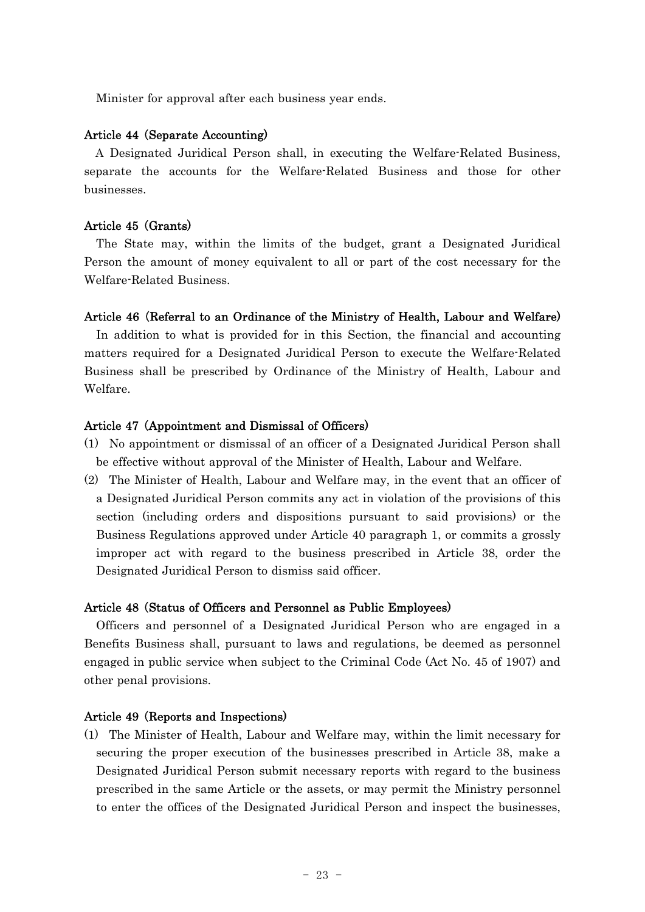Minister for approval after each business year ends.

### Article 44 (Separate Accounting)

A Designated Juridical Person shall, in executing the Welfare-Related Business, separate the accounts for the Welfare-Related Business and those for other businesses.

### Article 45 (Grants)

The State may, within the limits of the budget, grant a Designated Juridical Person the amount of money equivalent to all or part of the cost necessary for the Welfare-Related Business.

### Article 46 (Referral to an Ordinance of the Ministry of Health, Labour and Welfare)

In addition to what is provided for in this Section, the financial and accounting matters required for a Designated Juridical Person to execute the Welfare-Related Business shall be prescribed by Ordinance of the Ministry of Health, Labour and Welfare.

### Article 47 (Appointment and Dismissal of Officers)

(1) No appointment or dismissal of an officer of a Designated Juridical Person shall be effective without approval of the Minister of Health, Labour and Welfare.

(2) The Minister of Health, Labour and Welfare may, in the event that an officer of a Designated Juridical Person commits any act in violation of the provisions of this section (including orders and dispositions pursuant to said provisions) or the Business Regulations approved under Article 40 paragraph 1, or commits a grossly improper act with regard to the business prescribed in Article 38, order the Designated Juridical Person to dismiss said officer.

### Article 48 (Status of Officers and Personnel as Public Employees)

Officers and personnel of a Designated Juridical Person who are engaged in a Benefits Business shall, pursuant to laws and regulations, be deemed as personnel engaged in public service when subject to the Criminal Code (Act No. 45 of 1907) and other penal provisions.

### Article 49 (Reports and Inspections)

(1) The Minister of Health, Labour and Welfare may, within the limit necessary for securing the proper execution of the businesses prescribed in Article 38, make a Designated Juridical Person submit necessary reports with regard to the business prescribed in the same Article or the assets, or may permit the Ministry personnel to enter the offices of the Designated Juridical Person and inspect the businesses,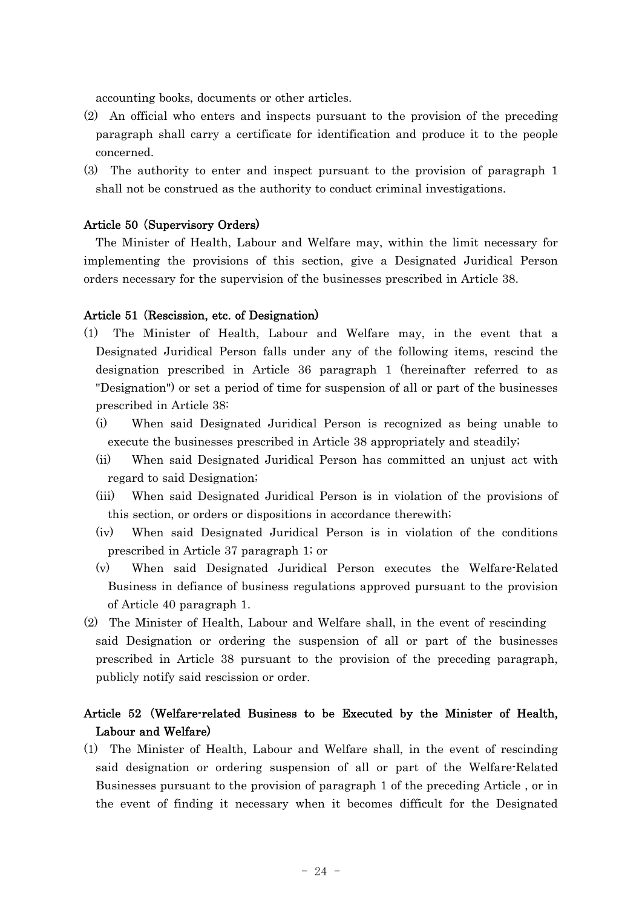accounting books, documents or other articles.

(2) An official who enters and inspects pursuant to the provision of the preceding paragraph shall carry a certificate for identification and produce it to the people concerned.

(3) The authority to enter and inspect pursuant to the provision of paragraph 1 shall not be construed as the authority to conduct criminal investigations.

**Article 50 (Supervisory Orders)**

The Minister of Health, Labour and Welfare may, within the limit necessary for implementing the provisions of this section, give a Designated Juridical Person orders necessary for the supervision of the businesses prescribed in Article 38.

**Article 51 (Rescission, etc. of Designation)**

(1) The Minister of Health, Labour and Welfare may, in the event that a Designated Juridical Person falls under any of the following items, rescind the designation prescribed in Article 36 paragraph 1 (hereinafter referred to as "Designation") or set a period of time for suspension of all or part of the businesses prescribed in Article 38:

(i) When said Designated Juridical Person is recognized as being unable to execute the businesses prescribed in Article 38 appropriately and steadily;

(ii) When said Designated Juridical Person has committed an unjust act with regard to said Designation;

(iii) When said Designated Juridical Person is in violation of the provisions of this section, or orders or dispositions in accordance therewith;

(iv) When said Designated Juridical Person is in violation of the conditions prescribed in Article 37 paragraph 1; or

(v) When said Designated Juridical Person executes the Welfare-Related Business in defiance of business regulations approved pursuant to the provision of Article 40 paragraph 1.

(2) The Minister of Health, Labour and Welfare shall, in the event of rescinding said Designation or ordering the suspension of all or part of the businesses prescribed in Article 38 pursuant to the provision of the preceding paragraph, publicly notify said rescission or order.

**Article 52 (Welfare-related Business to be Executed by the Minister of Health, Labour and Welfare)**

(1) The Minister of Health, Labour and Welfare shall, in the event of rescinding said designation or ordering suspension of all or part of the Welfare-Related Businesses pursuant to the provision of paragraph 1 of the preceding Article , or in the event of finding it necessary when it becomes difficult for the Designated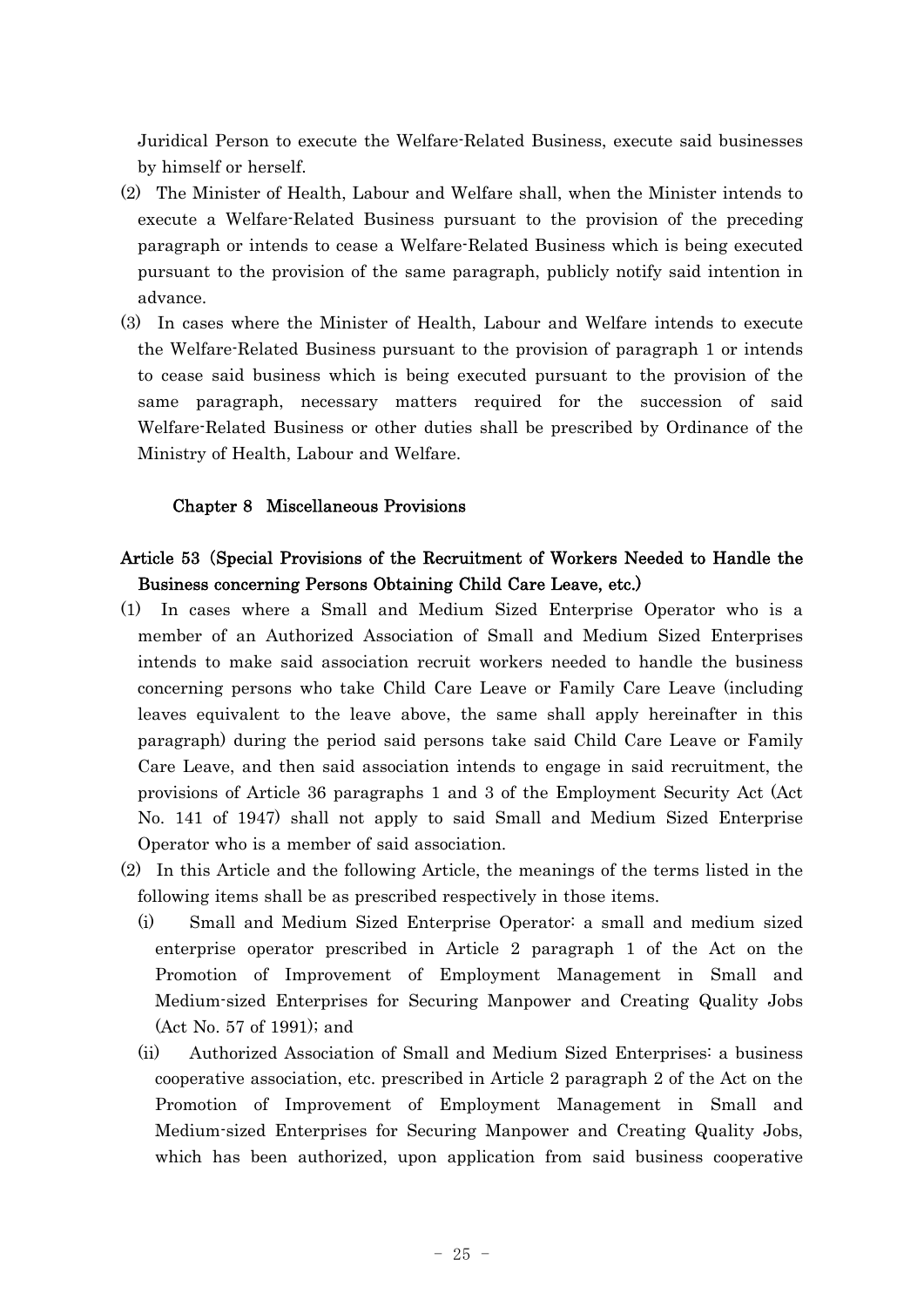Juridical Person to execute the Welfare-Related Business, execute said businesses by himself or herself.

(2) The Minister of Health, Labour and Welfare shall, when the Minister intends to execute a Welfare-Related Business pursuant to the provision of the preceding paragraph or intends to cease a Welfare-Related Business which is being executed pursuant to the provision of the same paragraph, publicly notify said intention in advance.

(3) In cases where the Minister of Health, Labour and Welfare intends to execute the Welfare-Related Business pursuant to the provision of paragraph 1 or intends to cease said business which is being executed pursuant to the provision of the same paragraph, necessary matters required for the succession of said Welfare-Related Business or other duties shall be prescribed by Ordinance of the Ministry of Health, Labour and Welfare.

## Chapter 8 Miscellaneous Provisions

### Article 53 (Special Provisions of the Recruitment of Workers Needed to Handle the Business concerning Persons Obtaining Child Care Leave, etc.)

(1) In cases where a Small and Medium Sized Enterprise Operator who is a member of an Authorized Association of Small and Medium Sized Enterprises intends to make said association recruit workers needed to handle the business concerning persons who take Child Care Leave or Family Care Leave (including leaves equivalent to the leave above, the same shall apply hereinafter in this paragraph) during the period said persons take said Child Care Leave or Family Care Leave, and then said association intends to engage in said recruitment, the provisions of Article 36 paragraphs 1 and 3 of the Employment Security Act (Act No. 141 of 1947) shall not apply to said Small and Medium Sized Enterprise Operator who is a member of said association.

(2) In this Article and the following Article, the meanings of the terms listed in the following items shall be as prescribed respectively in those items.

(i) Small and Medium Sized Enterprise Operator: a small and medium sized enterprise operator prescribed in Article 2 paragraph 1 of the Act on the Promotion of Improvement of Employment Management in Small and Medium-sized Enterprises for Securing Manpower and Creating Quality Jobs (Act No. 57 of 1991); and

(ii) Authorized Association of Small and Medium Sized Enterprises: a business cooperative association, etc. prescribed in Article 2 paragraph 2 of the Act on the Promotion of Improvement of Employment Management in Small and Medium-sized Enterprises for Securing Manpower and Creating Quality Jobs, which has been authorized, upon application from said business cooperative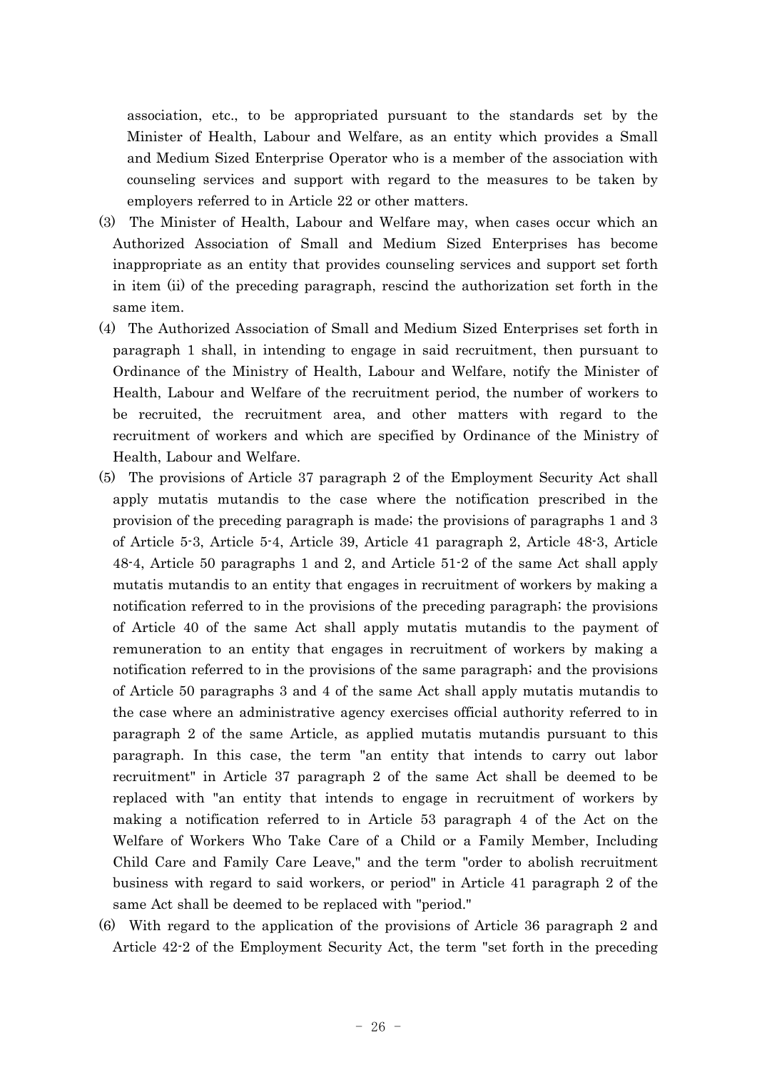association, etc., to be appropriated pursuant to the standards set by the Minister of Health, Labour and Welfare, as an entity which provides a Small and Medium Sized Enterprise Operator who is a member of the association with counseling services and support with regard to the measures to be taken by employers referred to in Article 22 or other matters.

(3) The Minister of Health, Labour and Welfare may, when cases occur which an Authorized Association of Small and Medium Sized Enterprises has become inappropriate as an entity that provides counseling services and support set forth in item (ii) of the preceding paragraph, rescind the authorization set forth in the same item.

(4) The Authorized Association of Small and Medium Sized Enterprises set forth in paragraph 1 shall, in intending to engage in said recruitment, then pursuant to Ordinance of the Ministry of Health, Labour and Welfare, notify the Minister of Health, Labour and Welfare of the recruitment period, the number of workers to be recruited, the recruitment area, and other matters with regard to the recruitment of workers and which are specified by Ordinance of the Ministry of Health, Labour and Welfare.

(5) The provisions of Article 37 paragraph 2 of the Employment Security Act shall apply mutatis mutandis to the case where the notification prescribed in the provision of the preceding paragraph is made; the provisions of paragraphs 1 and 3 of Article 5-3, Article 5-4, Article 39, Article 41 paragraph 2, Article 48-3, Article 48-4, Article 50 paragraphs 1 and 2, and Article 51-2 of the same Act shall apply mutatis mutandis to an entity that engages in recruitment of workers by making a notification referred to in the provisions of the preceding paragraph; the provisions of Article 40 of the same Act shall apply mutatis mutandis to the payment of remuneration to an entity that engages in recruitment of workers by making a notification referred to in the provisions of the same paragraph; and the provisions of Article 50 paragraphs 3 and 4 of the same Act shall apply mutatis mutandis to the case where an administrative agency exercises official authority referred to in paragraph 2 of the same Article, as applied mutatis mutandis pursuant to this paragraph. In this case, the term "an entity that intends to carry out labor recruitment" in Article 37 paragraph 2 of the same Act shall be deemed to be replaced with "an entity that intends to engage in recruitment of workers by making a notification referred to in Article 53 paragraph 4 of the Act on the Welfare of Workers Who Take Care of a Child or a Family Member, Including Child Care and Family Care Leave," and the term "order to abolish recruitment business with regard to said workers, or period" in Article 41 paragraph 2 of the same Act shall be deemed to be replaced with "period."

(6) With regard to the application of the provisions of Article 36 paragraph 2 and Article 42-2 of the Employment Security Act, the term "set forth in the preceding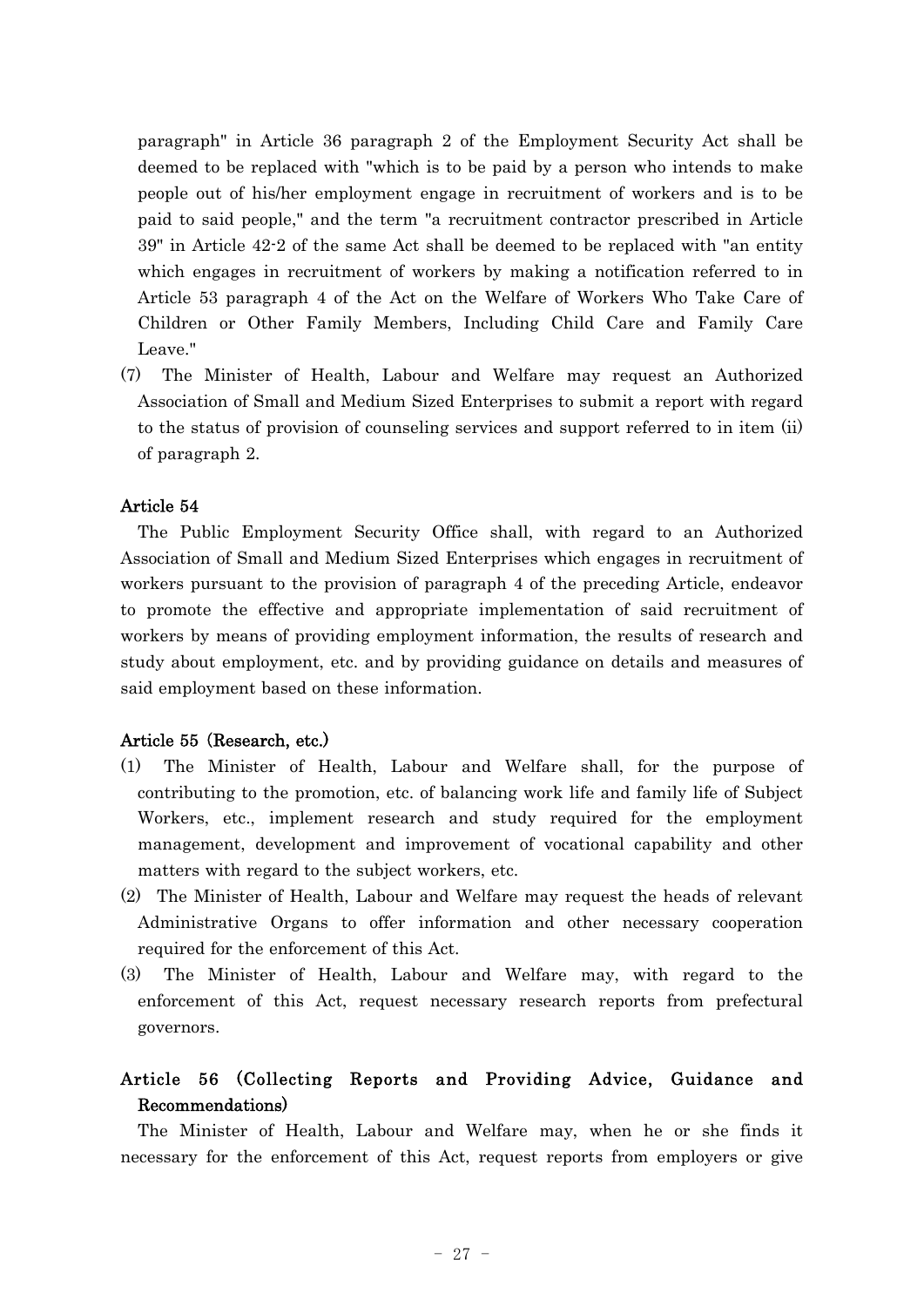paragraph" in Article 36 paragraph 2 of the Employment Security Act shall be deemed to be replaced with "which is to be paid by a person who intends to make people out of his/her employment engage in recruitment of workers and is to be paid to said people," and the term "a recruitment contractor prescribed in Article 39" in Article 42-2 of the same Act shall be deemed to be replaced with "an entity which engages in recruitment of workers by making a notification referred to in Article 53 paragraph 4 of the Act on the Welfare of Workers Who Take Care of Children or Other Family Members, Including Child Care and Family Care Leave."

(7) The Minister of Health, Labour and Welfare may request an Authorized Association of Small and Medium Sized Enterprises to submit a report with regard to the status of provision of counseling services and support referred to in item (ii) of paragraph 2.

**Article 54**

The Public Employment Security Office shall, with regard to an Authorized Association of Small and Medium Sized Enterprises which engages in recruitment of workers pursuant to the provision of paragraph 4 of the preceding Article, endeavor to promote the effective and appropriate implementation of said recruitment of workers by means of providing employment information, the results of research and study about employment, etc. and by providing guidance on details and measures of said employment based on these information.

**Article 55 (Research, etc.)**

(1) The Minister of Health, Labour and Welfare shall, for the purpose of contributing to the promotion, etc. of balancing work life and family life of Subject Workers, etc., implement research and study required for the employment management, development and improvement of vocational capability and other matters with regard to the subject workers, etc.

(2) The Minister of Health, Labour and Welfare may request the heads of relevant Administrative Organs to offer information and other necessary cooperation required for the enforcement of this Act.

(3) The Minister of Health, Labour and Welfare may, with regard to the enforcement of this Act, request necessary research reports from prefectural governors.

**Article 56 (Collecting Reports and Providing Advice, Guidance and Recommendations)**

The Minister of Health, Labour and Welfare may, when he or she finds it necessary for the enforcement of this Act, request reports from employers or give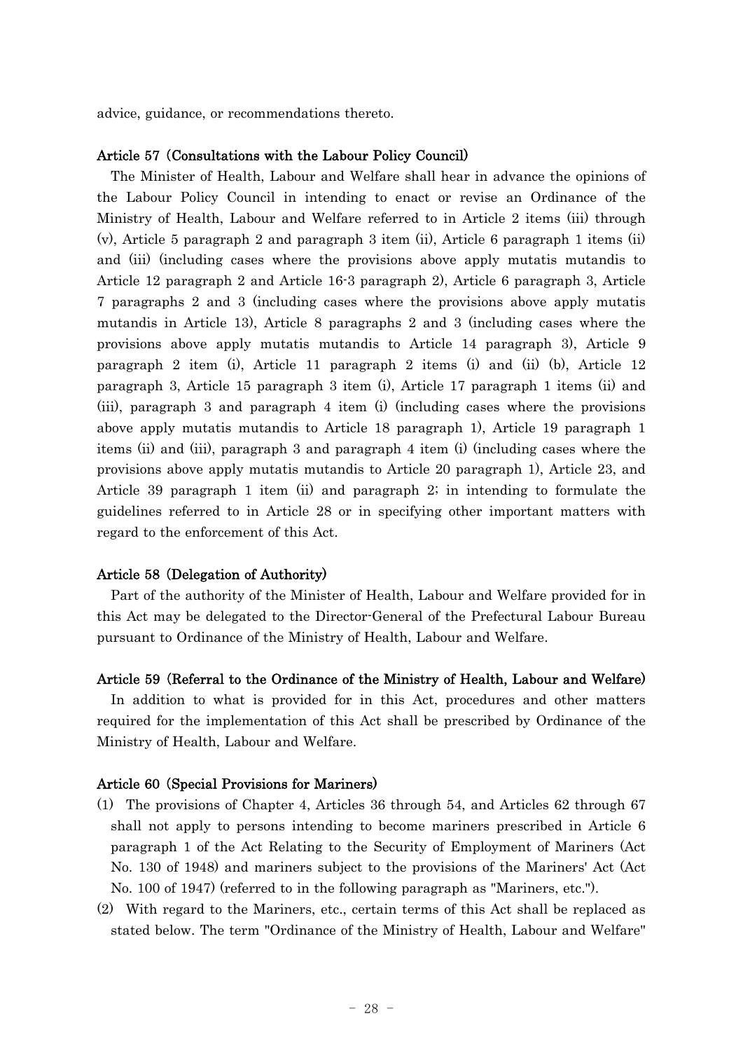advice, guidance, or recommendations thereto.

**Article 57 (Consultations with the Labour Policy Council)**

The Minister of Health, Labour and Welfare shall hear in advance the opinions of the Labour Policy Council in intending to enact or revise an Ordinance of the Ministry of Health, Labour and Welfare referred to in Article 2 items (iii) through (v), Article 5 paragraph 2 and paragraph 3 item (ii), Article 6 paragraph 1 items (ii) and (iii) (including cases where the provisions above apply mutatis mutandis to Article 12 paragraph 2 and Article 16-3 paragraph 2), Article 6 paragraph 3, Article 7 paragraphs 2 and 3 (including cases where the provisions above apply mutatis mutandis in Article 13), Article 8 paragraphs 2 and 3 (including cases where the provisions above apply mutatis mutandis to Article 14 paragraph 3), Article 9 paragraph 2 item (i), Article 11 paragraph 2 items (i) and (ii) (b), Article 12 paragraph 3, Article 15 paragraph 3 item (i), Article 17 paragraph 1 items (ii) and (iii), paragraph 3 and paragraph 4 item (i) (including cases where the provisions above apply mutatis mutandis to Article 18 paragraph 1), Article 19 paragraph 1 items (ii) and (iii), paragraph 3 and paragraph 4 item (i) (including cases where the provisions above apply mutatis mutandis to Article 20 paragraph 1), Article 23, and Article 39 paragraph 1 item (ii) and paragraph 2; in intending to formulate the guidelines referred to in Article 28 or in specifying other important matters with regard to the enforcement of this Act.

**Article 58 (Delegation of Authority)**

Part of the authority of the Minister of Health, Labour and Welfare provided for in this Act may be delegated to the Director-General of the Prefectural Labour Bureau pursuant to Ordinance of the Ministry of Health, Labour and Welfare.

**Article 59 (Referral to the Ordinance of the Ministry of Health, Labour and Welfare)**

In addition to what is provided for in this Act, procedures and other matters required for the implementation of this Act shall be prescribed by Ordinance of the Ministry of Health, Labour and Welfare.

**Article 60 (Special Provisions for Mariners)**

(1) The provisions of Chapter 4, Articles 36 through 54, and Articles 62 through 67 shall not apply to persons intending to become mariners prescribed in Article 6 paragraph 1 of the Act Relating to the Security of Employment of Mariners (Act No. 130 of 1948) and mariners subject to the provisions of the Mariners' Act (Act No. 100 of 1947) (referred to in the following paragraph as "Mariners, etc.").

(2) With regard to the Mariners, etc., certain terms of this Act shall be replaced as stated below. The term "Ordinance of the Ministry of Health, Labour and Welfare"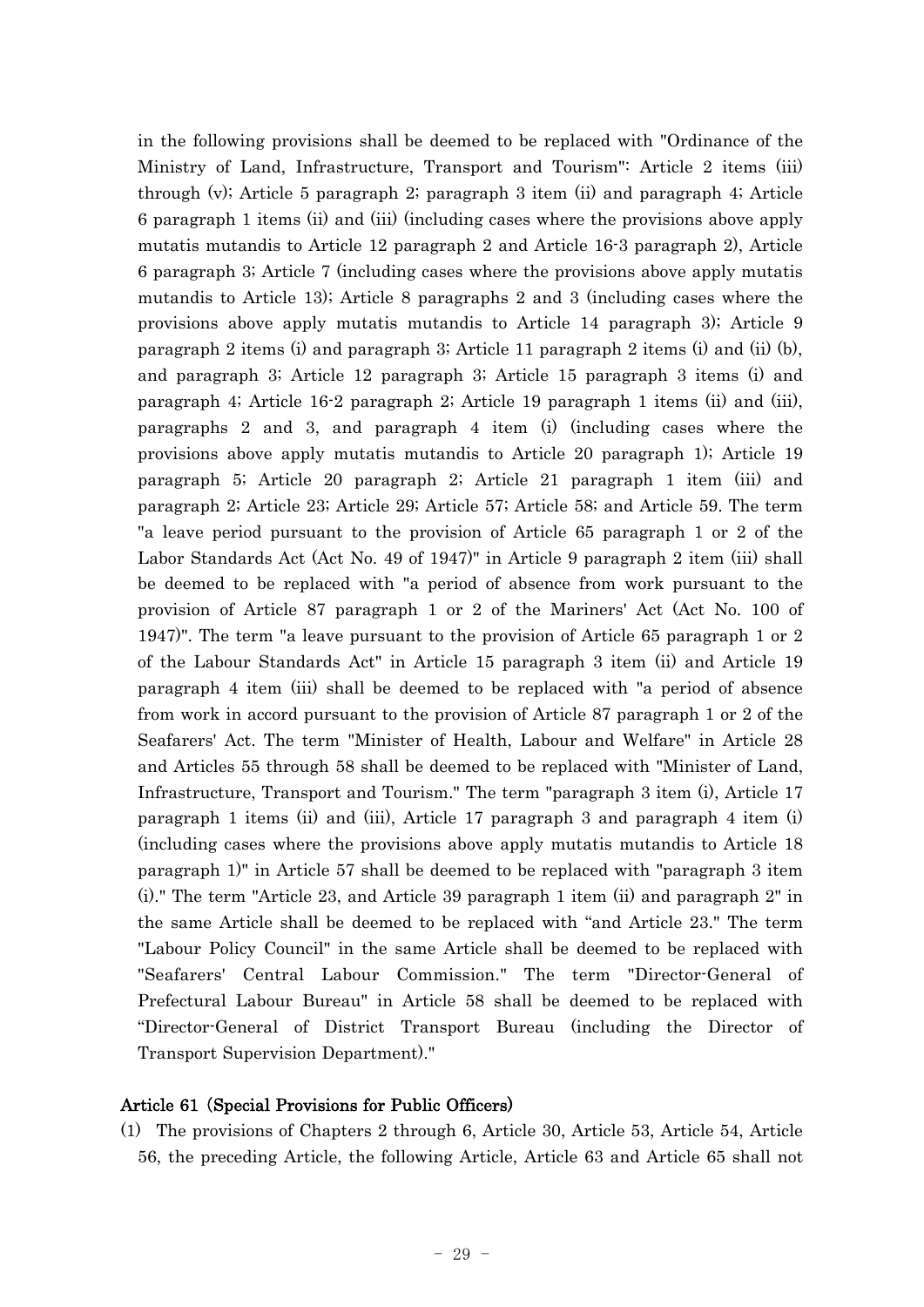in the following provisions shall be deemed to be replaced with "Ordinance of the Ministry of Land, Infrastructure, Transport and Tourism": Article 2 items (iii) through (v); Article 5 paragraph 2; paragraph 3 item (ii) and paragraph 4; Article 6 paragraph 1 items (ii) and (iii) (including cases where the provisions above apply mutatis mutandis to Article 12 paragraph 2 and Article 16-3 paragraph 2), Article 6 paragraph 3; Article 7 (including cases where the provisions above apply mutatis mutandis to Article 13); Article 8 paragraphs 2 and 3 (including cases where the provisions above apply mutatis mutandis to Article 14 paragraph 3); Article 9 paragraph 2 items (i) and paragraph 3; Article 11 paragraph 2 items (i) and (ii) (b), and paragraph 3; Article 12 paragraph 3; Article 15 paragraph 3 items (i) and paragraph 4; Article 16-2 paragraph 2; Article 19 paragraph 1 items (ii) and (iii), paragraphs 2 and 3, and paragraph 4 item (i) (including cases where the provisions above apply mutatis mutandis to Article 20 paragraph 1); Article 19 paragraph 5; Article 20 paragraph 2; Article 21 paragraph 1 item (iii) and paragraph 2; Article 23; Article 29; Article 57; Article 58; and Article 59. The term "a leave period pursuant to the provision of Article 65 paragraph 1 or 2 of the Labor Standards Act (Act No. 49 of 1947)" in Article 9 paragraph 2 item (iii) shall be deemed to be replaced with "a period of absence from work pursuant to the provision of Article 87 paragraph 1 or 2 of the Mariners' Act (Act No. 100 of 1947)". The term "a leave pursuant to the provision of Article 65 paragraph 1 or 2 of the Labour Standards Act" in Article 15 paragraph 3 item (ii) and Article 19 paragraph 4 item (iii) shall be deemed to be replaced with "a period of absence from work in accord pursuant to the provision of Article 87 paragraph 1 or 2 of the Seafarers' Act. The term "Minister of Health, Labour and Welfare" in Article 28 and Articles 55 through 58 shall be deemed to be replaced with "Minister of Land, Infrastructure, Transport and Tourism." The term "paragraph 3 item (i), Article 17 paragraph 1 items (ii) and (iii), Article 17 paragraph 3 and paragraph 4 item (i) (including cases where the provisions above apply mutatis mutandis to Article 18 paragraph 1)" in Article 57 shall be deemed to be replaced with "paragraph 3 item (i)." The term "Article 23, and Article 39 paragraph 1 item (ii) and paragraph 2" in the same Article shall be deemed to be replaced with "and Article 23." The term "Labour Policy Council" in the same Article shall be deemed to be replaced with "Seafarers' Central Labour Commission." The term "Director-General of Prefectural Labour Bureau" in Article 58 shall be deemed to be replaced with "Director-General of District Transport Bureau (including the Director of Transport Supervision Department)."

### Article 61 (Special Provisions for Public Officers)

(1) The provisions of Chapters 2 through 6, Article 30, Article 53, Article 54, Article 56, the preceding Article, the following Article, Article 63 and Article 65 shall not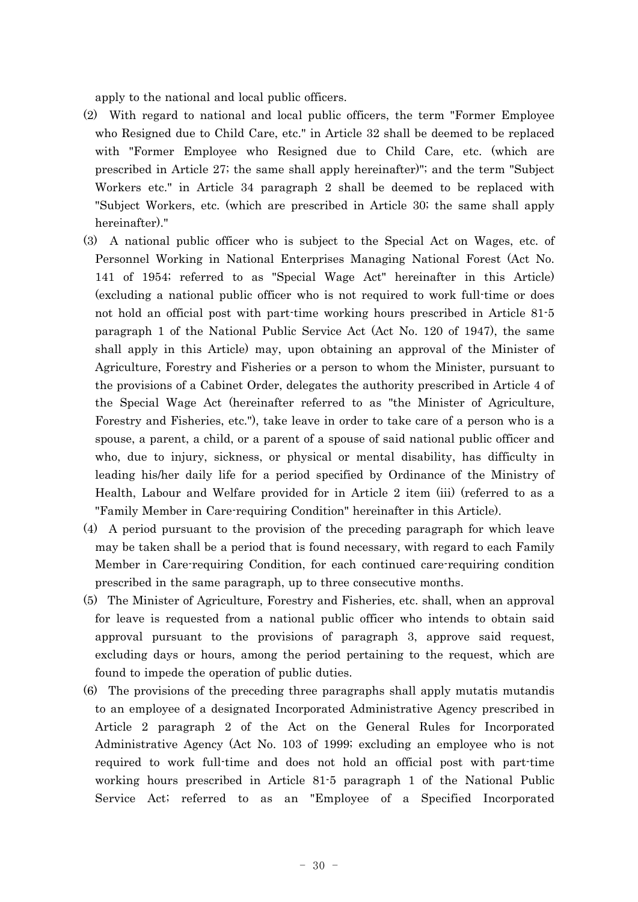apply to the national and local public officers.

(2) With regard to national and local public officers, the term "Former Employee who Resigned due to Child Care, etc." in Article 32 shall be deemed to be replaced with "Former Employee who Resigned due to Child Care, etc. (which are prescribed in Article 27; the same shall apply hereinafter)"; and the term "Subject Workers etc." in Article 34 paragraph 2 shall be deemed to be replaced with "Subject Workers, etc. (which are prescribed in Article 30; the same shall apply hereinafter)."

(3) A national public officer who is subject to the Special Act on Wages, etc. of Personnel Working in National Enterprises Managing National Forest (Act No. 141 of 1954; referred to as "Special Wage Act" hereinafter in this Article) (excluding a national public officer who is not required to work full-time or does not hold an official post with part-time working hours prescribed in Article 81-5 paragraph 1 of the National Public Service Act (Act No. 120 of 1947), the same shall apply in this Article) may, upon obtaining an approval of the Minister of Agriculture, Forestry and Fisheries or a person to whom the Minister, pursuant to the provisions of a Cabinet Order, delegates the authority prescribed in Article 4 of the Special Wage Act (hereinafter referred to as "the Minister of Agriculture, Forestry and Fisheries, etc."), take leave in order to take care of a person who is a spouse, a parent, a child, or a parent of a spouse of said national public officer and who, due to injury, sickness, or physical or mental disability, has difficulty in leading his/her daily life for a period specified by Ordinance of the Ministry of Health, Labour and Welfare provided for in Article 2 item (iii) (referred to as a "Family Member in Care-requiring Condition" hereinafter in this Article).

(4) A period pursuant to the provision of the preceding paragraph for which leave may be taken shall be a period that is found necessary, with regard to each Family Member in Care-requiring Condition, for each continued care-requiring condition prescribed in the same paragraph, up to three consecutive months.

(5) The Minister of Agriculture, Forestry and Fisheries, etc. shall, when an approval for leave is requested from a national public officer who intends to obtain said approval pursuant to the provisions of paragraph 3, approve said request, excluding days or hours, among the period pertaining to the request, which are found to impede the operation of public duties.

(6) The provisions of the preceding three paragraphs shall apply mutatis mutandis to an employee of a designated Incorporated Administrative Agency prescribed in Article 2 paragraph 2 of the Act on the General Rules for Incorporated Administrative Agency (Act No. 103 of 1999; excluding an employee who is not required to work full-time and does not hold an official post with part-time working hours prescribed in Article 81-5 paragraph 1 of the National Public Service Act; referred to as an "Employee of a Specified Incorporated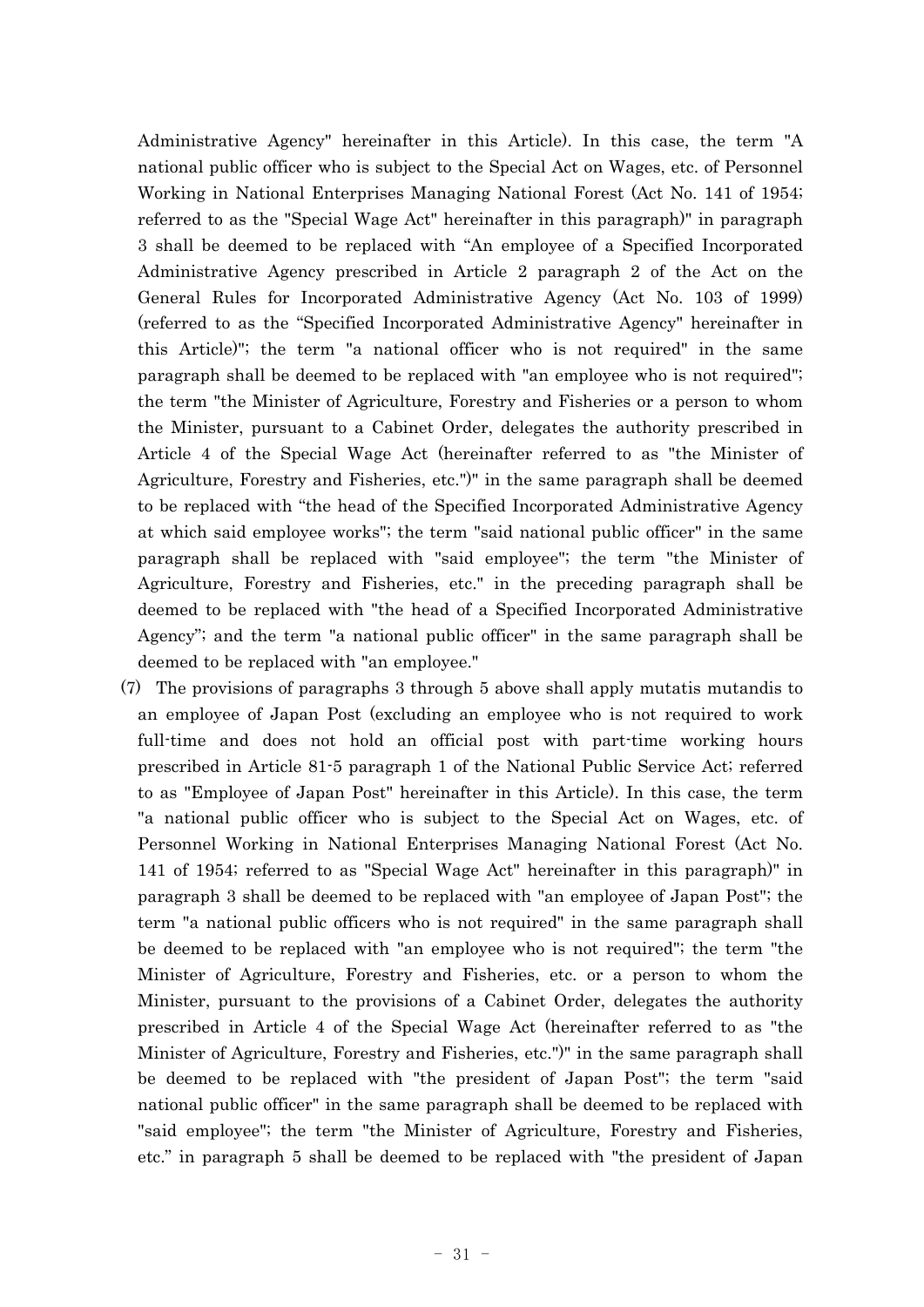Administrative Agency" hereinafter in this Article). In this case, the term "A national public officer who is subject to the Special Act on Wages, etc. of Personnel Working in National Enterprises Managing National Forest (Act No. 141 of 1954; referred to as the "Special Wage Act" hereinafter in this paragraph)" in paragraph 3 shall be deemed to be replaced with “An employee of a Specified Incorporated Administrative Agency prescribed in Article 2 paragraph 2 of the Act on the General Rules for Incorporated Administrative Agency (Act No. 103 of 1999) (referred to as the “Specified Incorporated Administrative Agency" hereinafter in this Article)"; the term "a national officer who is not required" in the same paragraph shall be deemed to be replaced with "an employee who is not required"; the term "the Minister of Agriculture, Forestry and Fisheries or a person to whom the Minister, pursuant to a Cabinet Order, delegates the authority prescribed in Article 4 of the Special Wage Act (hereinafter referred to as "the Minister of Agriculture, Forestry and Fisheries, etc.")" in the same paragraph shall be deemed to be replaced with “the head of the Specified Incorporated Administrative Agency at which said employee works"; the term "said national public officer" in the same paragraph shall be replaced with "said employee"; the term "the Minister of Agriculture, Forestry and Fisheries, etc." in the preceding paragraph shall be deemed to be replaced with "the head of a Specified Incorporated Administrative Agency”; and the term "a national public officer" in the same paragraph shall be deemed to be replaced with "an employee."

(7) The provisions of paragraphs 3 through 5 above shall apply mutatis mutandis to an employee of Japan Post (excluding an employee who is not required to work full-time and does not hold an official post with part-time working hours prescribed in Article 81-5 paragraph 1 of the National Public Service Act; referred to as "Employee of Japan Post" hereinafter in this Article). In this case, the term "a national public officer who is subject to the Special Act on Wages, etc. of Personnel Working in National Enterprises Managing National Forest (Act No. 141 of 1954; referred to as "Special Wage Act" hereinafter in this paragraph)" in paragraph 3 shall be deemed to be replaced with "an employee of Japan Post"; the term "a national public officers who is not required" in the same paragraph shall be deemed to be replaced with "an employee who is not required"; the term "the Minister of Agriculture, Forestry and Fisheries, etc. or a person to whom the Minister, pursuant to the provisions of a Cabinet Order, delegates the authority prescribed in Article 4 of the Special Wage Act (hereinafter referred to as "the Minister of Agriculture, Forestry and Fisheries, etc.")" in the same paragraph shall be deemed to be replaced with "the president of Japan Post"; the term "said national public officer" in the same paragraph shall be deemed to be replaced with "said employee"; the term "the Minister of Agriculture, Forestry and Fisheries, etc.” in paragraph 5 shall be deemed to be replaced with "the president of Japan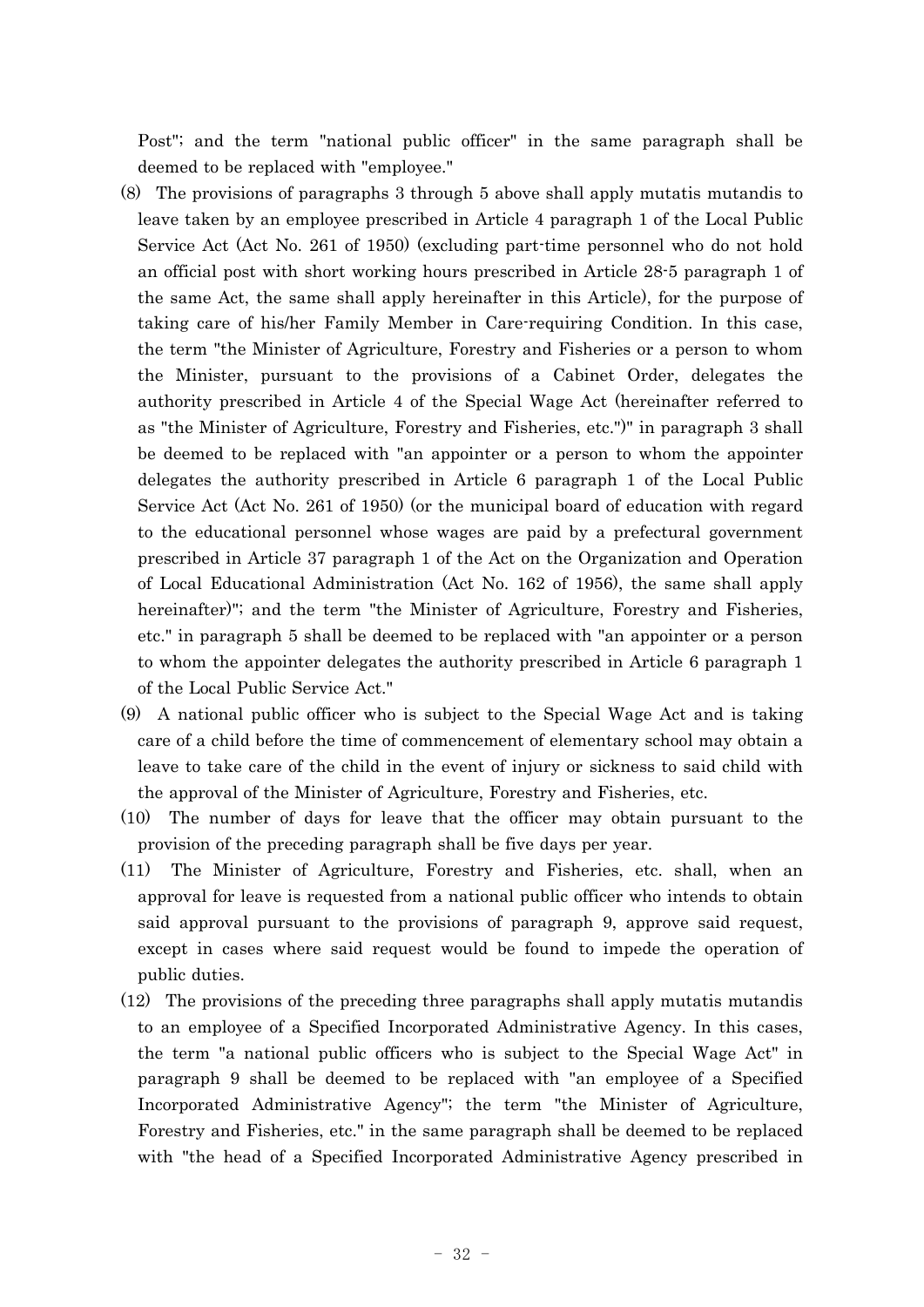Post"; and the term "national public officer" in the same paragraph shall be deemed to be replaced with "employee."

(8) The provisions of paragraphs 3 through 5 above shall apply mutatis mutandis to leave taken by an employee prescribed in Article 4 paragraph 1 of the Local Public Service Act (Act No. 261 of 1950) (excluding part-time personnel who do not hold an official post with short working hours prescribed in Article 28-5 paragraph 1 of the same Act, the same shall apply hereinafter in this Article), for the purpose of taking care of his/her Family Member in Care-requiring Condition. In this case, the term "the Minister of Agriculture, Forestry and Fisheries or a person to whom the Minister, pursuant to the provisions of a Cabinet Order, delegates the authority prescribed in Article 4 of the Special Wage Act (hereinafter referred to as "the Minister of Agriculture, Forestry and Fisheries, etc.")" in paragraph 3 shall be deemed to be replaced with "an appointer or a person to whom the appointer delegates the authority prescribed in Article 6 paragraph 1 of the Local Public Service Act (Act No. 261 of 1950) (or the municipal board of education with regard to the educational personnel whose wages are paid by a prefectural government prescribed in Article 37 paragraph 1 of the Act on the Organization and Operation of Local Educational Administration (Act No. 162 of 1956), the same shall apply hereinafter)"; and the term "the Minister of Agriculture, Forestry and Fisheries, etc." in paragraph 5 shall be deemed to be replaced with "an appointer or a person to whom the appointer delegates the authority prescribed in Article 6 paragraph 1 of the Local Public Service Act."

(9) A national public officer who is subject to the Special Wage Act and is taking care of a child before the time of commencement of elementary school may obtain a leave to take care of the child in the event of injury or sickness to said child with the approval of the Minister of Agriculture, Forestry and Fisheries, etc.

(10) The number of days for leave that the officer may obtain pursuant to the provision of the preceding paragraph shall be five days per year.

(11) The Minister of Agriculture, Forestry and Fisheries, etc. shall, when an approval for leave is requested from a national public officer who intends to obtain said approval pursuant to the provisions of paragraph 9, approve said request, except in cases where said request would be found to impede the operation of public duties.

(12) The provisions of the preceding three paragraphs shall apply mutatis mutandis to an employee of a Specified Incorporated Administrative Agency. In this cases, the term "a national public officers who is subject to the Special Wage Act" in paragraph 9 shall be deemed to be replaced with "an employee of a Specified Incorporated Administrative Agency"; the term "the Minister of Agriculture, Forestry and Fisheries, etc." in the same paragraph shall be deemed to be replaced with "the head of a Specified Incorporated Administrative Agency prescribed in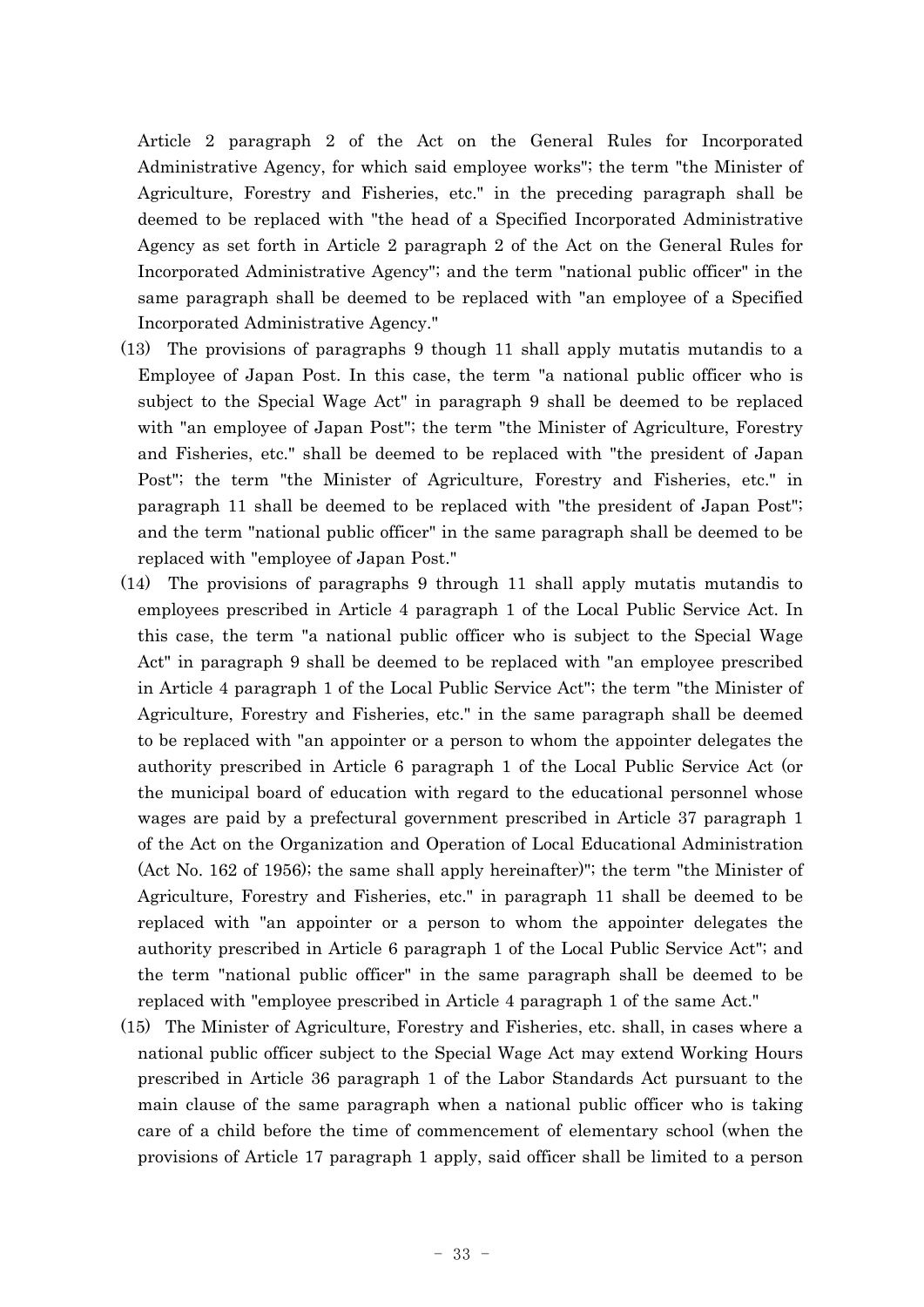Article 2 paragraph 2 of the Act on the General Rules for Incorporated Administrative Agency, for which said employee works"; the term "the Minister of Agriculture, Forestry and Fisheries, etc." in the preceding paragraph shall be deemed to be replaced with "the head of a Specified Incorporated Administrative Agency as set forth in Article 2 paragraph 2 of the Act on the General Rules for Incorporated Administrative Agency"; and the term "national public officer" in the same paragraph shall be deemed to be replaced with "an employee of a Specified Incorporated Administrative Agency."

(13) The provisions of paragraphs 9 though 11 shall apply mutatis mutandis to a Employee of Japan Post. In this case, the term "a national public officer who is subject to the Special Wage Act" in paragraph 9 shall be deemed to be replaced with "an employee of Japan Post"; the term "the Minister of Agriculture, Forestry and Fisheries, etc." shall be deemed to be replaced with "the president of Japan Post"; the term "the Minister of Agriculture, Forestry and Fisheries, etc." in paragraph 11 shall be deemed to be replaced with "the president of Japan Post"; and the term "national public officer" in the same paragraph shall be deemed to be replaced with "employee of Japan Post."

(14) The provisions of paragraphs 9 through 11 shall apply mutatis mutandis to employees prescribed in Article 4 paragraph 1 of the Local Public Service Act. In this case, the term "a national public officer who is subject to the Special Wage Act" in paragraph 9 shall be deemed to be replaced with "an employee prescribed in Article 4 paragraph 1 of the Local Public Service Act"; the term "the Minister of Agriculture, Forestry and Fisheries, etc." in the same paragraph shall be deemed to be replaced with "an appointer or a person to whom the appointer delegates the authority prescribed in Article 6 paragraph 1 of the Local Public Service Act (or the municipal board of education with regard to the educational personnel whose wages are paid by a prefectural government prescribed in Article 37 paragraph 1 of the Act on the Organization and Operation of Local Educational Administration (Act No. 162 of 1956); the same shall apply hereinafter)"; the term "the Minister of Agriculture, Forestry and Fisheries, etc." in paragraph 11 shall be deemed to be replaced with "an appointer or a person to whom the appointer delegates the authority prescribed in Article 6 paragraph 1 of the Local Public Service Act"; and the term "national public officer" in the same paragraph shall be deemed to be replaced with "employee prescribed in Article 4 paragraph 1 of the same Act."

(15) The Minister of Agriculture, Forestry and Fisheries, etc. shall, in cases where a national public officer subject to the Special Wage Act may extend Working Hours prescribed in Article 36 paragraph 1 of the Labor Standards Act pursuant to the main clause of the same paragraph when a national public officer who is taking care of a child before the time of commencement of elementary school (when the provisions of Article 17 paragraph 1 apply, said officer shall be limited to a person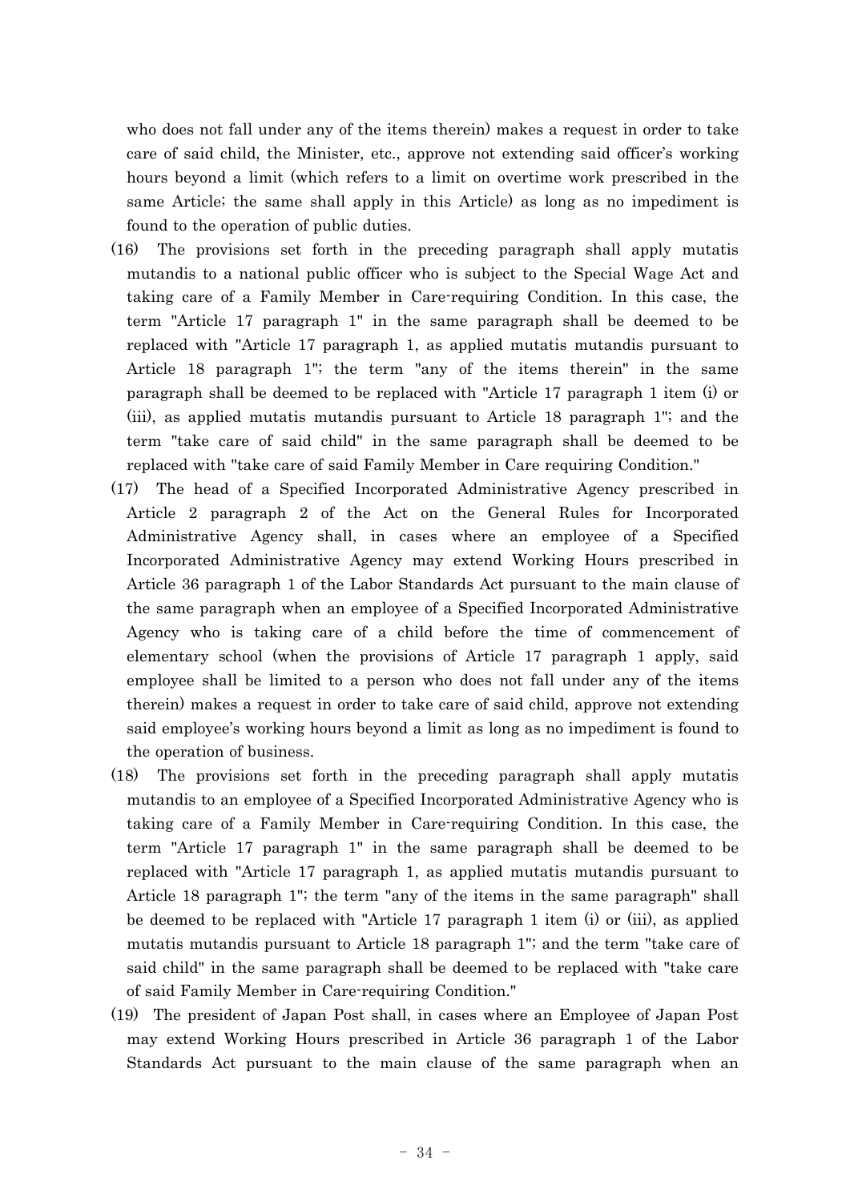who does not fall under any of the items therein) makes a request in order to take care of said child, the Minister, etc., approve not extending said officer's working hours beyond a limit (which refers to a limit on overtime work prescribed in the same Article; the same shall apply in this Article) as long as no impediment is found to the operation of public duties.

(16) The provisions set forth in the preceding paragraph shall apply mutatis mutandis to a national public officer who is subject to the Special Wage Act and taking care of a Family Member in Care-requiring Condition. In this case, the term "Article 17 paragraph 1" in the same paragraph shall be deemed to be replaced with "Article 17 paragraph 1, as applied mutatis mutandis pursuant to Article 18 paragraph 1"; the term "any of the items therein" in the same paragraph shall be deemed to be replaced with "Article 17 paragraph 1 item (i) or (iii), as applied mutatis mutandis pursuant to Article 18 paragraph 1"; and the term "take care of said child" in the same paragraph shall be deemed to be replaced with "take care of said Family Member in Care requiring Condition."

(17) The head of a Specified Incorporated Administrative Agency prescribed in Article 2 paragraph 2 of the Act on the General Rules for Incorporated Administrative Agency shall, in cases where an employee of a Specified Incorporated Administrative Agency may extend Working Hours prescribed in Article 36 paragraph 1 of the Labor Standards Act pursuant to the main clause of the same paragraph when an employee of a Specified Incorporated Administrative Agency who is taking care of a child before the time of commencement of elementary school (when the provisions of Article 17 paragraph 1 apply, said employee shall be limited to a person who does not fall under any of the items therein) makes a request in order to take care of said child, approve not extending said employee's working hours beyond a limit as long as no impediment is found to the operation of business.

(18) The provisions set forth in the preceding paragraph shall apply mutatis mutandis to an employee of a Specified Incorporated Administrative Agency who is taking care of a Family Member in Care-requiring Condition. In this case, the term "Article 17 paragraph 1" in the same paragraph shall be deemed to be replaced with "Article 17 paragraph 1, as applied mutatis mutandis pursuant to Article 18 paragraph 1"; the term "any of the items in the same paragraph" shall be deemed to be replaced with "Article 17 paragraph 1 item (i) or (iii), as applied mutatis mutandis pursuant to Article 18 paragraph 1"; and the term "take care of said child" in the same paragraph shall be deemed to be replaced with "take care of said Family Member in Care-requiring Condition."

(19) The president of Japan Post shall, in cases where an Employee of Japan Post may extend Working Hours prescribed in Article 36 paragraph 1 of the Labor Standards Act pursuant to the main clause of the same paragraph when an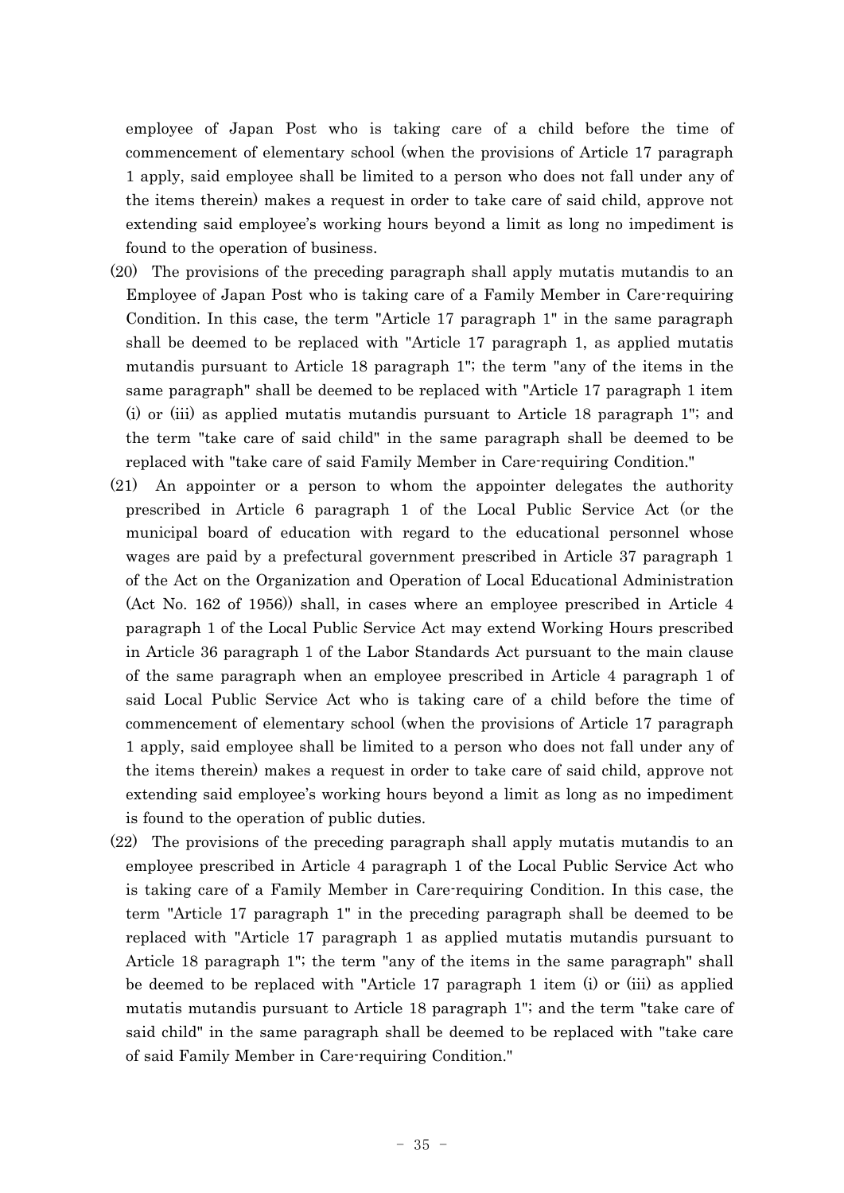employee of Japan Post who is taking care of a child before the time of commencement of elementary school (when the provisions of Article 17 paragraph 1 apply, said employee shall be limited to a person who does not fall under any of the items therein) makes a request in order to take care of said child, approve not extending said employee's working hours beyond a limit as long no impediment is found to the operation of business.

(20) The provisions of the preceding paragraph shall apply mutatis mutandis to an Employee of Japan Post who is taking care of a Family Member in Care-requiring Condition. In this case, the term "Article 17 paragraph 1" in the same paragraph shall be deemed to be replaced with "Article 17 paragraph 1, as applied mutatis mutandis pursuant to Article 18 paragraph 1"; the term "any of the items in the same paragraph" shall be deemed to be replaced with "Article 17 paragraph 1 item (i) or (iii) as applied mutatis mutandis pursuant to Article 18 paragraph 1"; and the term "take care of said child" in the same paragraph shall be deemed to be replaced with "take care of said Family Member in Care-requiring Condition."

(21) An appointer or a person to whom the appointer delegates the authority prescribed in Article 6 paragraph 1 of the Local Public Service Act (or the municipal board of education with regard to the educational personnel whose wages are paid by a prefectural government prescribed in Article 37 paragraph 1 of the Act on the Organization and Operation of Local Educational Administration (Act No. 162 of 1956)) shall, in cases where an employee prescribed in Article 4 paragraph 1 of the Local Public Service Act may extend Working Hours prescribed in Article 36 paragraph 1 of the Labor Standards Act pursuant to the main clause of the same paragraph when an employee prescribed in Article 4 paragraph 1 of said Local Public Service Act who is taking care of a child before the time of commencement of elementary school (when the provisions of Article 17 paragraph 1 apply, said employee shall be limited to a person who does not fall under any of the items therein) makes a request in order to take care of said child, approve not extending said employee's working hours beyond a limit as long as no impediment is found to the operation of public duties.

(22) The provisions of the preceding paragraph shall apply mutatis mutandis to an employee prescribed in Article 4 paragraph 1 of the Local Public Service Act who is taking care of a Family Member in Care-requiring Condition. In this case, the term "Article 17 paragraph 1" in the preceding paragraph shall be deemed to be replaced with "Article 17 paragraph 1 as applied mutatis mutandis pursuant to Article 18 paragraph 1"; the term "any of the items in the same paragraph" shall be deemed to be replaced with "Article 17 paragraph 1 item (i) or (iii) as applied mutatis mutandis pursuant to Article 18 paragraph 1"; and the term "take care of said child" in the same paragraph shall be deemed to be replaced with "take care of said Family Member in Care-requiring Condition."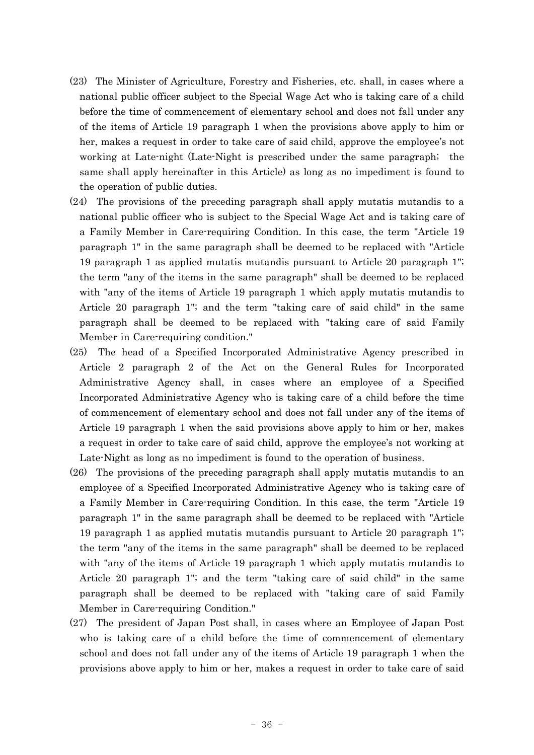(23) The Minister of Agriculture, Forestry and Fisheries, etc. shall, in cases where a national public officer subject to the Special Wage Act who is taking care of a child before the time of commencement of elementary school and does not fall under any of the items of Article 19 paragraph 1 when the provisions above apply to him or her, makes a request in order to take care of said child, approve the employee's not working at Late-night (Late-Night is prescribed under the same paragraph; the same shall apply hereinafter in this Article) as long as no impediment is found to the operation of public duties.

(24) The provisions of the preceding paragraph shall apply mutatis mutandis to a national public officer who is subject to the Special Wage Act and is taking care of a Family Member in Care-requiring Condition. In this case, the term "Article 19 paragraph 1" in the same paragraph shall be deemed to be replaced with "Article 19 paragraph 1 as applied mutatis mutandis pursuant to Article 20 paragraph 1"; the term "any of the items in the same paragraph" shall be deemed to be replaced with "any of the items of Article 19 paragraph 1 which apply mutatis mutandis to Article 20 paragraph 1"; and the term "taking care of said child" in the same paragraph shall be deemed to be replaced with "taking care of said Family Member in Care-requiring condition."

(25) The head of a Specified Incorporated Administrative Agency prescribed in Article 2 paragraph 2 of the Act on the General Rules for Incorporated Administrative Agency shall, in cases where an employee of a Specified Incorporated Administrative Agency who is taking care of a child before the time of commencement of elementary school and does not fall under any of the items of Article 19 paragraph 1 when the said provisions above apply to him or her, makes a request in order to take care of said child, approve the employee's not working at Late-Night as long as no impediment is found to the operation of business.

(26) The provisions of the preceding paragraph shall apply mutatis mutandis to an employee of a Specified Incorporated Administrative Agency who is taking care of a Family Member in Care-requiring Condition. In this case, the term "Article 19 paragraph 1" in the same paragraph shall be deemed to be replaced with "Article 19 paragraph 1 as applied mutatis mutandis pursuant to Article 20 paragraph 1"; the term "any of the items in the same paragraph" shall be deemed to be replaced with "any of the items of Article 19 paragraph 1 which apply mutatis mutandis to Article 20 paragraph 1"; and the term "taking care of said child" in the same paragraph shall be deemed to be replaced with "taking care of said Family Member in Care-requiring Condition."

(27) The president of Japan Post shall, in cases where an Employee of Japan Post who is taking care of a child before the time of commencement of elementary school and does not fall under any of the items of Article 19 paragraph 1 when the provisions above apply to him or her, makes a request in order to take care of said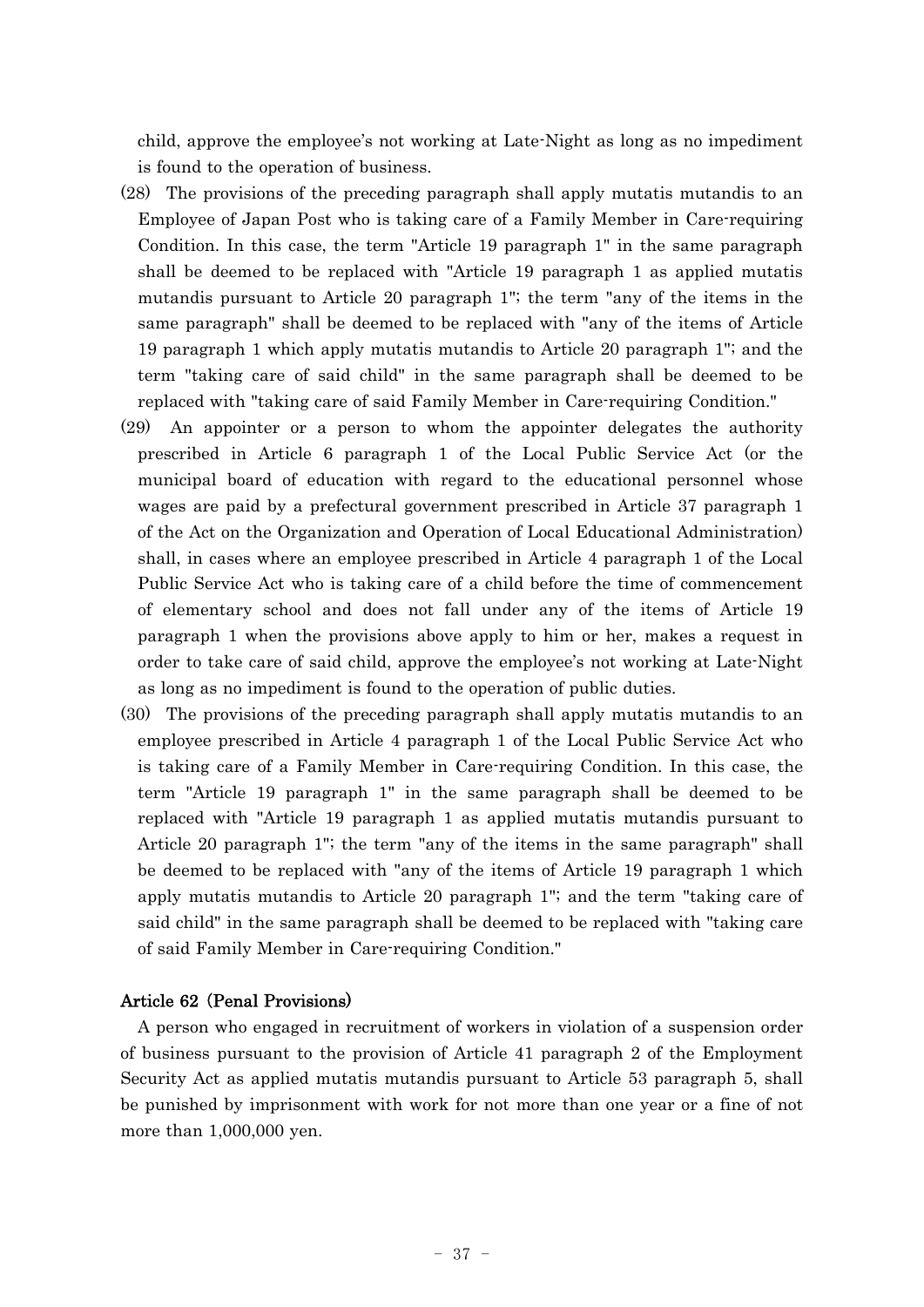child, approve the employee's not working at Late-Night as long as no impediment is found to the operation of business.

(28) The provisions of the preceding paragraph shall apply mutatis mutandis to an Employee of Japan Post who is taking care of a Family Member in Care-requiring Condition. In this case, the term "Article 19 paragraph 1" in the same paragraph shall be deemed to be replaced with "Article 19 paragraph 1 as applied mutatis mutandis pursuant to Article 20 paragraph 1"; the term "any of the items in the same paragraph" shall be deemed to be replaced with "any of the items of Article 19 paragraph 1 which apply mutatis mutandis to Article 20 paragraph 1"; and the term "taking care of said child" in the same paragraph shall be deemed to be replaced with "taking care of said Family Member in Care-requiring Condition."

(29) An appointer or a person to whom the appointer delegates the authority prescribed in Article 6 paragraph 1 of the Local Public Service Act (or the municipal board of education with regard to the educational personnel whose wages are paid by a prefectural government prescribed in Article 37 paragraph 1 of the Act on the Organization and Operation of Local Educational Administration) shall, in cases where an employee prescribed in Article 4 paragraph 1 of the Local Public Service Act who is taking care of a child before the time of commencement of elementary school and does not fall under any of the items of Article 19 paragraph 1 when the provisions above apply to him or her, makes a request in order to take care of said child, approve the employee's not working at Late-Night as long as no impediment is found to the operation of public duties.

(30) The provisions of the preceding paragraph shall apply mutatis mutandis to an employee prescribed in Article 4 paragraph 1 of the Local Public Service Act who is taking care of a Family Member in Care-requiring Condition. In this case, the term "Article 19 paragraph 1" in the same paragraph shall be deemed to be replaced with "Article 19 paragraph 1 as applied mutatis mutandis pursuant to Article 20 paragraph 1"; the term "any of the items in the same paragraph" shall be deemed to be replaced with "any of the items of Article 19 paragraph 1 which apply mutatis mutandis to Article 20 paragraph 1"; and the term "taking care of said child" in the same paragraph shall be deemed to be replaced with "taking care of said Family Member in Care-requiring Condition."

**Article 62 (Penal Provisions)**

A person who engaged in recruitment of workers in violation of a suspension order of business pursuant to the provision of Article 41 paragraph 2 of the Employment Security Act as applied mutatis mutandis pursuant to Article 53 paragraph 5, shall be punished by imprisonment with work for not more than one year or a fine of not more than 1,000,000 yen.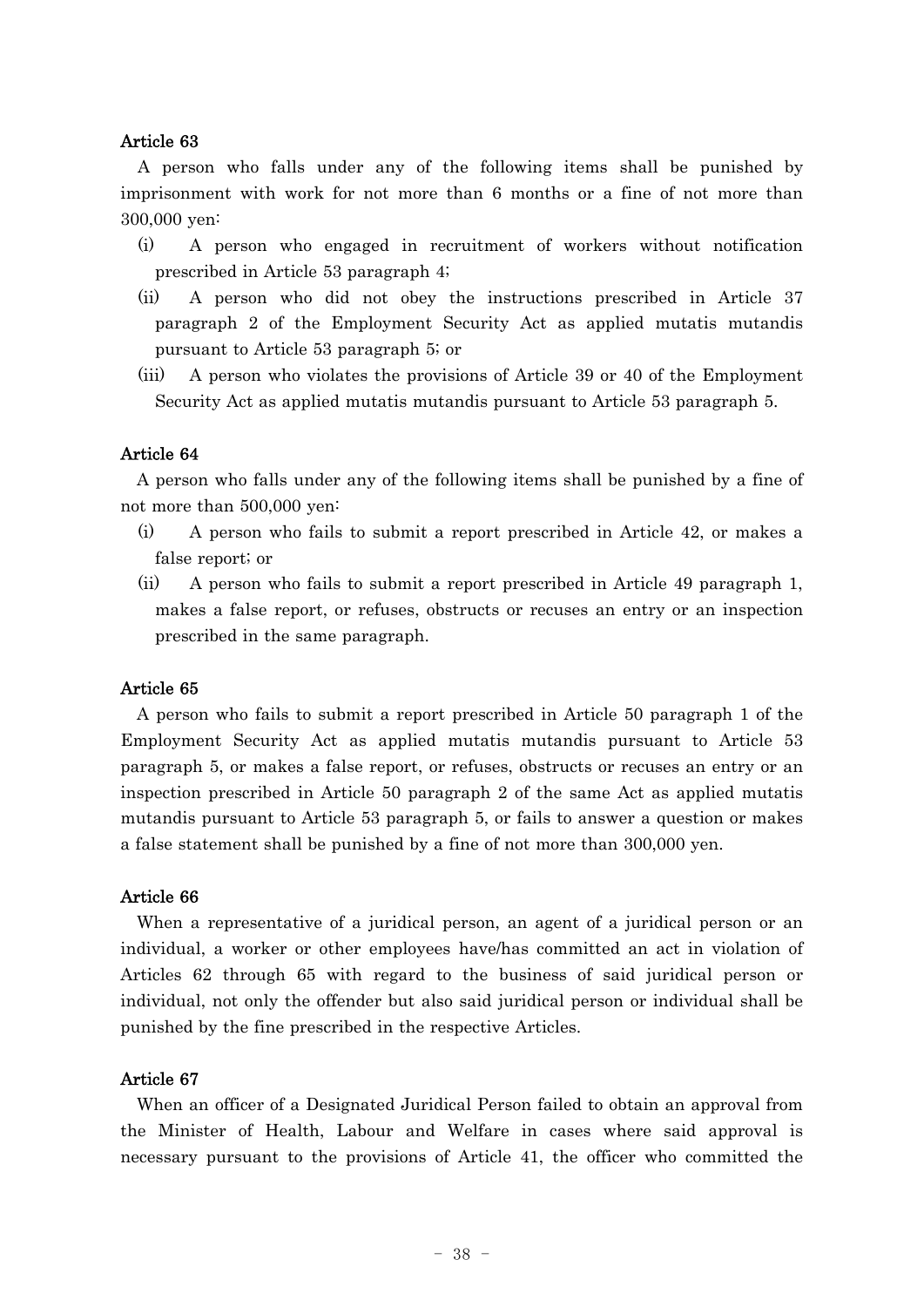### Article 63

A person who falls under any of the following items shall be punished by imprisonment with work for not more than 6 months or a fine of not more than 300,000 yen:

(i) A person who engaged in recruitment of workers without notification prescribed in Article 53 paragraph 4;

(ii) A person who did not obey the instructions prescribed in Article 37 paragraph 2 of the Employment Security Act as applied mutatis mutandis pursuant to Article 53 paragraph 5; or

(iii) A person who violates the provisions of Article 39 or 40 of the Employment Security Act as applied mutatis mutandis pursuant to Article 53 paragraph 5.

### Article 64

A person who falls under any of the following items shall be punished by a fine of not more than 500,000 yen:

(i) A person who fails to submit a report prescribed in Article 42, or makes a false report; or

(ii) A person who fails to submit a report prescribed in Article 49 paragraph 1, makes a false report, or refuses, obstructs or recuses an entry or an inspection prescribed in the same paragraph.

### Article 65

A person who fails to submit a report prescribed in Article 50 paragraph 1 of the Employment Security Act as applied mutatis mutandis pursuant to Article 53 paragraph 5, or makes a false report, or refuses, obstructs or recuses an entry or an inspection prescribed in Article 50 paragraph 2 of the same Act as applied mutatis mutandis pursuant to Article 53 paragraph 5, or fails to answer a question or makes a false statement shall be punished by a fine of not more than 300,000 yen.

### Article 66

When a representative of a juridical person, an agent of a juridical person or an individual, a worker or other employees have/has committed an act in violation of Articles 62 through 65 with regard to the business of said juridical person or individual, not only the offender but also said juridical person or individual shall be punished by the fine prescribed in the respective Articles.

### Article 67

When an officer of a Designated Juridical Person failed to obtain an approval from the Minister of Health, Labour and Welfare in cases where said approval is necessary pursuant to the provisions of Article 41, the officer who committed the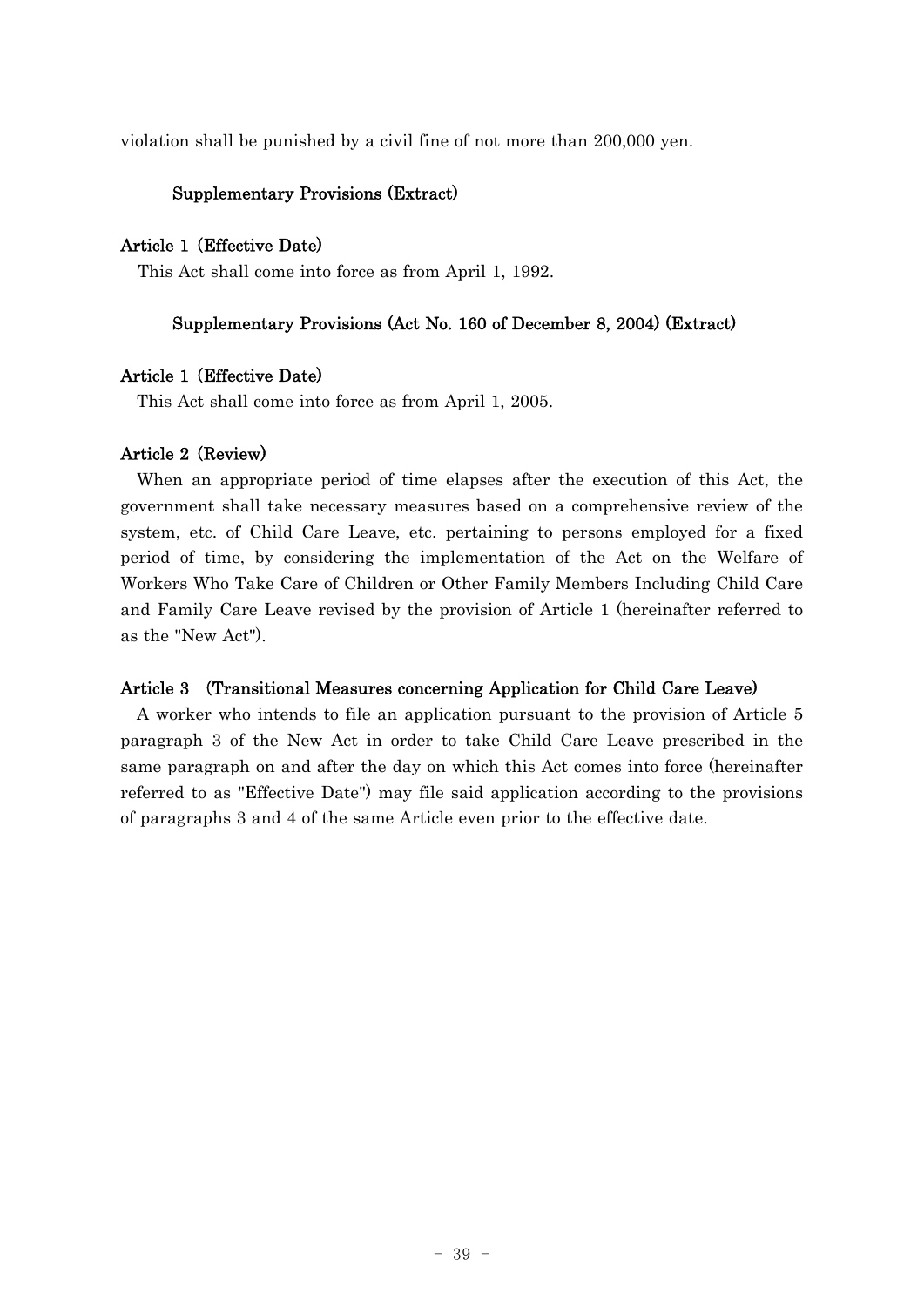violation shall be punished by a civil fine of not more than 200,000 yen.

## Supplementary Provisions (Extract)

### Article 1 (Effective Date)

This Act shall come into force as from April 1, 1992.

## Supplementary Provisions (Act No. 160 of December 8, 2004) (Extract)

### Article 1 (Effective Date)

This Act shall come into force as from April 1, 2005.

### Article 2 (Review)

When an appropriate period of time elapses after the execution of this Act, the government shall take necessary measures based on a comprehensive review of the system, etc. of Child Care Leave, etc. pertaining to persons employed for a fixed period of time, by considering the implementation of the Act on the Welfare of Workers Who Take Care of Children or Other Family Members Including Child Care and Family Care Leave revised by the provision of Article 1 (hereinafter referred to as the "New Act").

### Article 3 (Transitional Measures concerning Application for Child Care Leave)

A worker who intends to file an application pursuant to the provision of Article 5 paragraph 3 of the New Act in order to take Child Care Leave prescribed in the same paragraph on and after the day on which this Act comes into force (hereinafter referred to as "Effective Date") may file said application according to the provisions of paragraphs 3 and 4 of the same Article even prior to the effective date.